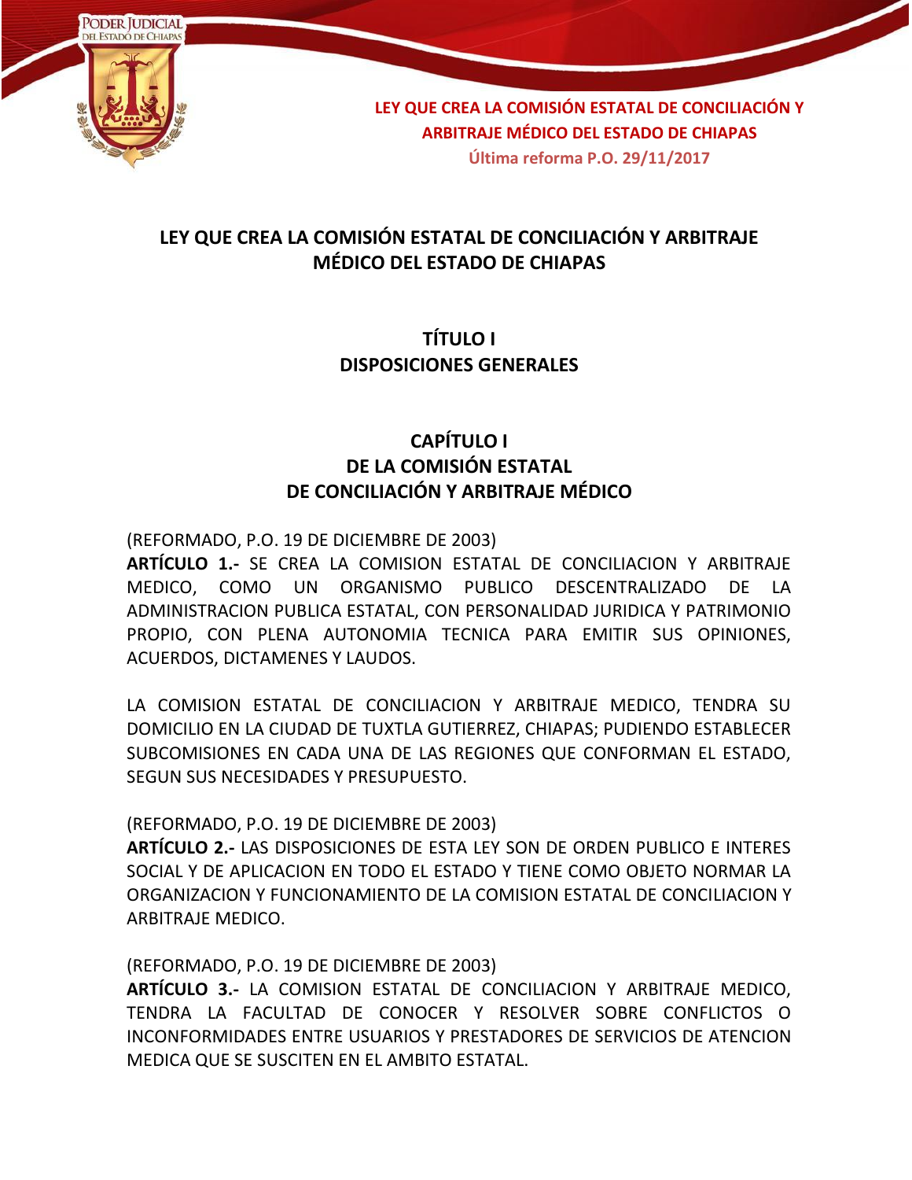# LEY QUE CREA LA COMISIÓN ESTATAL DE CONCILIACIÓN Y ARBITRAJE MÉDICO DEL ESTADO DE CHIAPAS

## TÍTULO I
## DISPOSICIONES GENERALES

### CAPÍTULO I
### DE LA COMISIÓN ESTATAL DE CONCILIACIÓN Y ARBITRAJE MÉDICO

(REFORMADO, P.O. 19 DE DICIEMBRE DE 2003)
**ARTÍCULO 1.-** SE CREA LA COMISION ESTATAL DE CONCILIACION Y ARBITRAJE MEDICO, COMO UN ORGANISMO PUBLICO DESCENTRALIZADO DE LA ADMINISTRACION PUBLICA ESTATAL, CON PERSONALIDAD JURIDICA Y PATRIMONIO PROPIO, CON PLENA AUTONOMIA TECNICA PARA EMITIR SUS OPINIONES, ACUERDOS, DICTAMENES Y LAUDOS.

LA COMISION ESTATAL DE CONCILIACION Y ARBITRAJE MEDICO, TENDRA SU DOMICILIO EN LA CIUDAD DE TUXTLA GUTIERREZ, CHIAPAS; PUDIENDO ESTABLECER SUBCOMISIONES EN CADA UNA DE LAS REGIONES QUE CONFORMAN EL ESTADO, SEGUN SUS NECESIDADES Y PRESUPUESTO.

(REFORMADO, P.O. 19 DE DICIEMBRE DE 2003)
**ARTÍCULO 2.-** LAS DISPOSICIONES DE ESTA LEY SON DE ORDEN PUBLICO E INTERES SOCIAL Y DE APLICACION EN TODO EL ESTADO Y TIENE COMO OBJETO NORMAR LA ORGANIZACION Y FUNCIONAMIENTO DE LA COMISION ESTATAL DE CONCILIACION Y ARBITRAJE MEDICO.

(REFORMADO, P.O. 19 DE DICIEMBRE DE 2003)
**ARTÍCULO 3.-** LA COMISION ESTATAL DE CONCILIACION Y ARBITRAJE MEDICO, TENDRA LA FACULTAD DE CONOCER Y RESOLVER SOBRE CONFLICTOS O INCONFORMIDADES ENTRE USUARIOS Y PRESTADORES DE SERVICIOS DE ATENCION MEDICA QUE SE SUSCITEN EN EL AMBITO ESTATAL.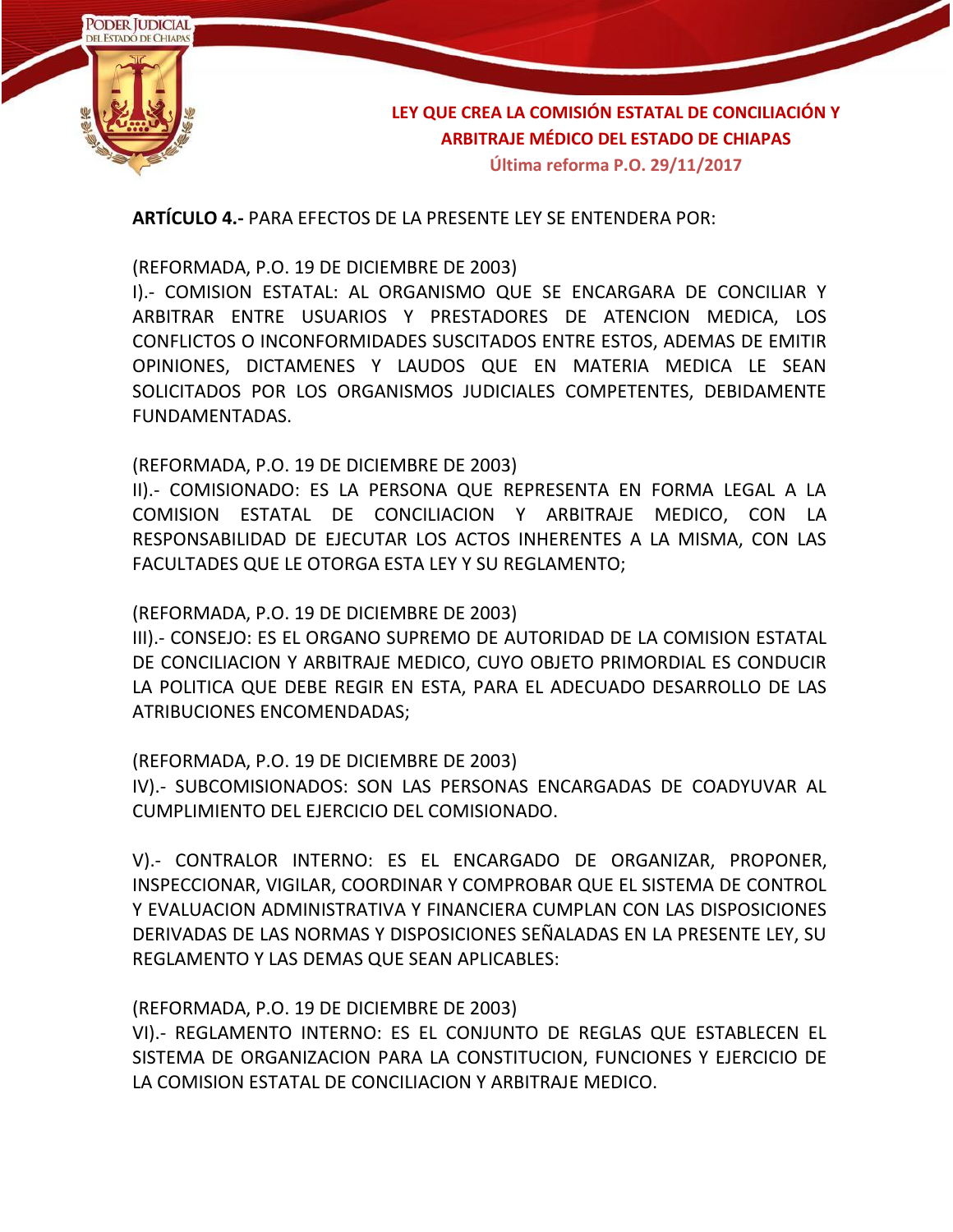**ARTÍCULO 4.-** PARA EFECTOS DE LA PRESENTE LEY SE ENTENDERA POR:

(REFORMADA, P.O. 19 DE DICIEMBRE DE 2003)
I).- COMISION ESTATAL: AL ORGANISMO QUE SE ENCARGARA DE CONCILIAR Y ARBITRAR ENTRE USUARIOS Y PRESTADORES DE ATENCION MEDICA, LOS CONFLICTOS O INCONFORMIDADES SUSCITADOS ENTRE ESTOS, ADEMAS DE EMITIR OPINIONES, DICTAMENES Y LAUDOS QUE EN MATERIA MEDICA LE SEAN SOLICITADOS POR LOS ORGANISMOS JUDICIALES COMPETENTES, DEBIDAMENTE FUNDAMENTADAS.

(REFORMADA, P.O. 19 DE DICIEMBRE DE 2003)
II).- COMISIONADO: ES LA PERSONA QUE REPRESENTA EN FORMA LEGAL A LA COMISION ESTATAL DE CONCILIACION Y ARBITRAJE MEDICO, CON LA RESPONSABILIDAD DE EJECUTAR LOS ACTOS INHERENTES A LA MISMA, CON LAS FACULTADES QUE LE OTORGA ESTA LEY Y SU REGLAMENTO;

(REFORMADA, P.O. 19 DE DICIEMBRE DE 2003)
III).- CONSEJO: ES EL ORGANO SUPREMO DE AUTORIDAD DE LA COMISION ESTATAL DE CONCILIACION Y ARBITRAJE MEDICO, CUYO OBJETO PRIMORDIAL ES CONDUCIR LA POLITICA QUE DEBE REGIR EN ESTA, PARA EL ADECUADO DESARROLLO DE LAS ATRIBUCIONES ENCOMENDADAS;

(REFORMADA, P.O. 19 DE DICIEMBRE DE 2003)
IV).- SUBCOMISIONADOS: SON LAS PERSONAS ENCARGADAS DE COADYUVAR AL CUMPLIMIENTO DEL EJERCICIO DEL COMISIONADO.

V).- CONTRALOR INTERNO: ES EL ENCARGADO DE ORGANIZAR, PROPONER, INSPECCIONAR, VIGILAR, COORDINAR Y COMPROBAR QUE EL SISTEMA DE CONTROL Y EVALUACION ADMINISTRATIVA Y FINANCIERA CUMPLAN CON LAS DISPOSICIONES DERIVADAS DE LAS NORMAS Y DISPOSICIONES SEÑALADAS EN LA PRESENTE LEY, SU REGLAMENTO Y LAS DEMAS QUE SEAN APLICABLES:

(REFORMADA, P.O. 19 DE DICIEMBRE DE 2003)
VI).- REGLAMENTO INTERNO: ES EL CONJUNTO DE REGLAS QUE ESTABLECEN EL SISTEMA DE ORGANIZACION PARA LA CONSTITUCION, FUNCIONES Y EJERCICIO DE LA COMISION ESTATAL DE CONCILIACION Y ARBITRAJE MEDICO.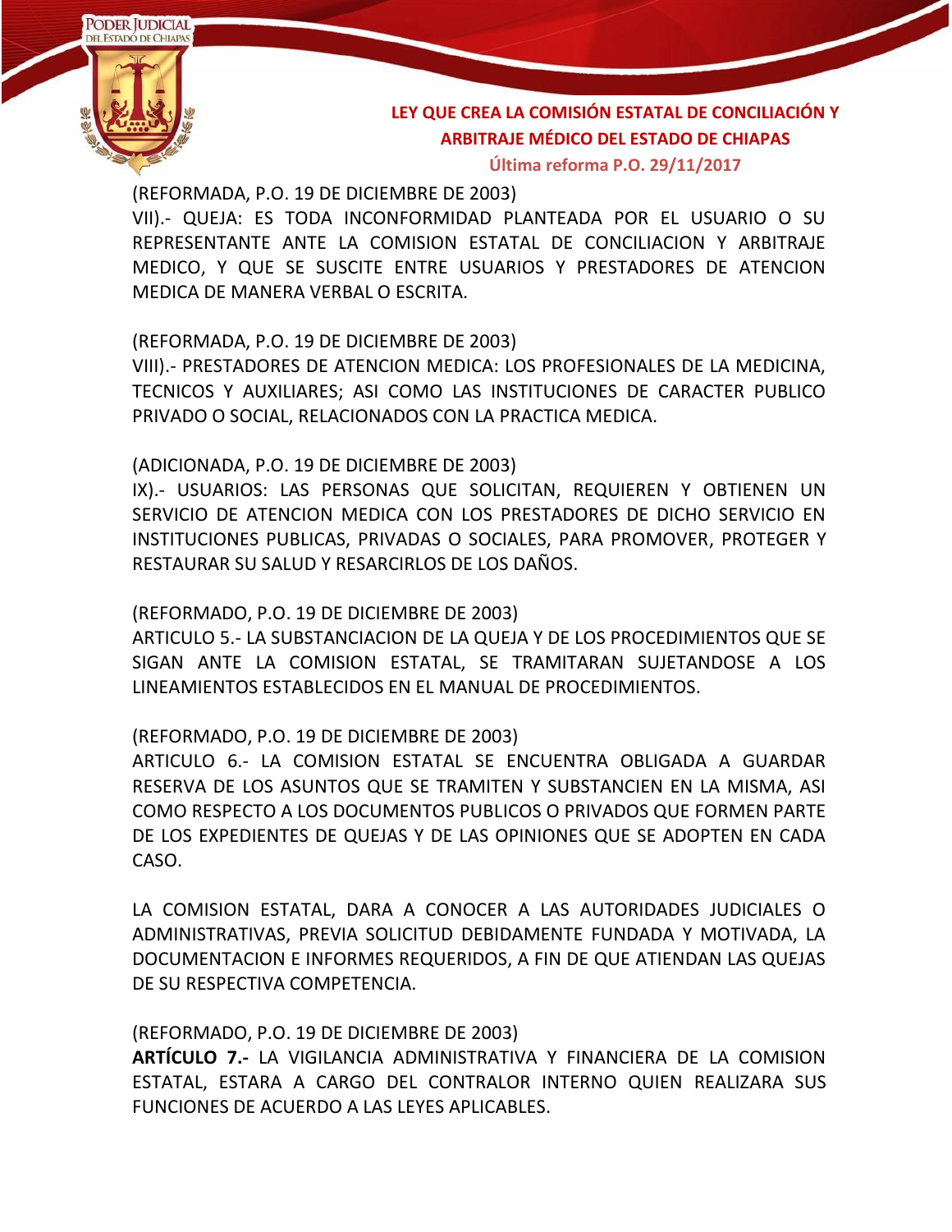(REFORMADA, P.O. 19 DE DICIEMBRE DE 2003)

VII).- QUEJA: ES TODA INCONFORMIDAD PLANTEADA POR EL USUARIO O SU REPRESENTANTE ANTE LA COMISION ESTATAL DE CONCILIACION Y ARBITRAJE MEDICO, Y QUE SE SUSCITE ENTRE USUARIOS Y PRESTADORES DE ATENCION MEDICA DE MANERA VERBAL O ESCRITA.

(REFORMADA, P.O. 19 DE DICIEMBRE DE 2003)

VIII).- PRESTADORES DE ATENCION MEDICA: LOS PROFESIONALES DE LA MEDICINA, TECNICOS Y AUXILIARES; ASI COMO LAS INSTITUCIONES DE CARACTER PUBLICO PRIVADO O SOCIAL, RELACIONADOS CON LA PRACTICA MEDICA.

(ADICIONADA, P.O. 19 DE DICIEMBRE DE 2003)

IX).- USUARIOS: LAS PERSONAS QUE SOLICITAN, REQUIEREN Y OBTIENEN UN SERVICIO DE ATENCION MEDICA CON LOS PRESTADORES DE DICHO SERVICIO EN INSTITUCIONES PUBLICAS, PRIVADAS O SOCIALES, PARA PROMOVER, PROTEGER Y RESTAURAR SU SALUD Y RESARCIRLOS DE LOS DAÑOS.

(REFORMADO, P.O. 19 DE DICIEMBRE DE 2003)

ARTICULO 5.- LA SUBSTANCIACION DE LA QUEJA Y DE LOS PROCEDIMIENTOS QUE SE SIGAN ANTE LA COMISION ESTATAL, SE TRAMITARAN SUJETANDOSE A LOS LINEAMIENTOS ESTABLECIDOS EN EL MANUAL DE PROCEDIMIENTOS.

(REFORMADO, P.O. 19 DE DICIEMBRE DE 2003)

ARTICULO 6.- LA COMISION ESTATAL SE ENCUENTRA OBLIGADA A GUARDAR RESERVA DE LOS ASUNTOS QUE SE TRAMITEN Y SUBSTANCIEN EN LA MISMA, ASI COMO RESPECTO A LOS DOCUMENTOS PUBLICOS O PRIVADOS QUE FORMEN PARTE DE LOS EXPEDIENTES DE QUEJAS Y DE LAS OPINIONES QUE SE ADOPTEN EN CADA CASO.

LA COMISION ESTATAL, DARA A CONOCER A LAS AUTORIDADES JUDICIALES O ADMINISTRATIVAS, PREVIA SOLICITUD DEBIDAMENTE FUNDADA Y MOTIVADA, LA DOCUMENTACION E INFORMES REQUERIDOS, A FIN DE QUE ATIENDAN LAS QUEJAS DE SU RESPECTIVA COMPETENCIA.

(REFORMADO, P.O. 19 DE DICIEMBRE DE 2003)

**ARTÍCULO 7.-** LA VIGILANCIA ADMINISTRATIVA Y FINANCIERA DE LA COMISION ESTATAL, ESTARA A CARGO DEL CONTRALOR INTERNO QUIEN REALIZARA SUS FUNCIONES DE ACUERDO A LAS LEYES APLICABLES.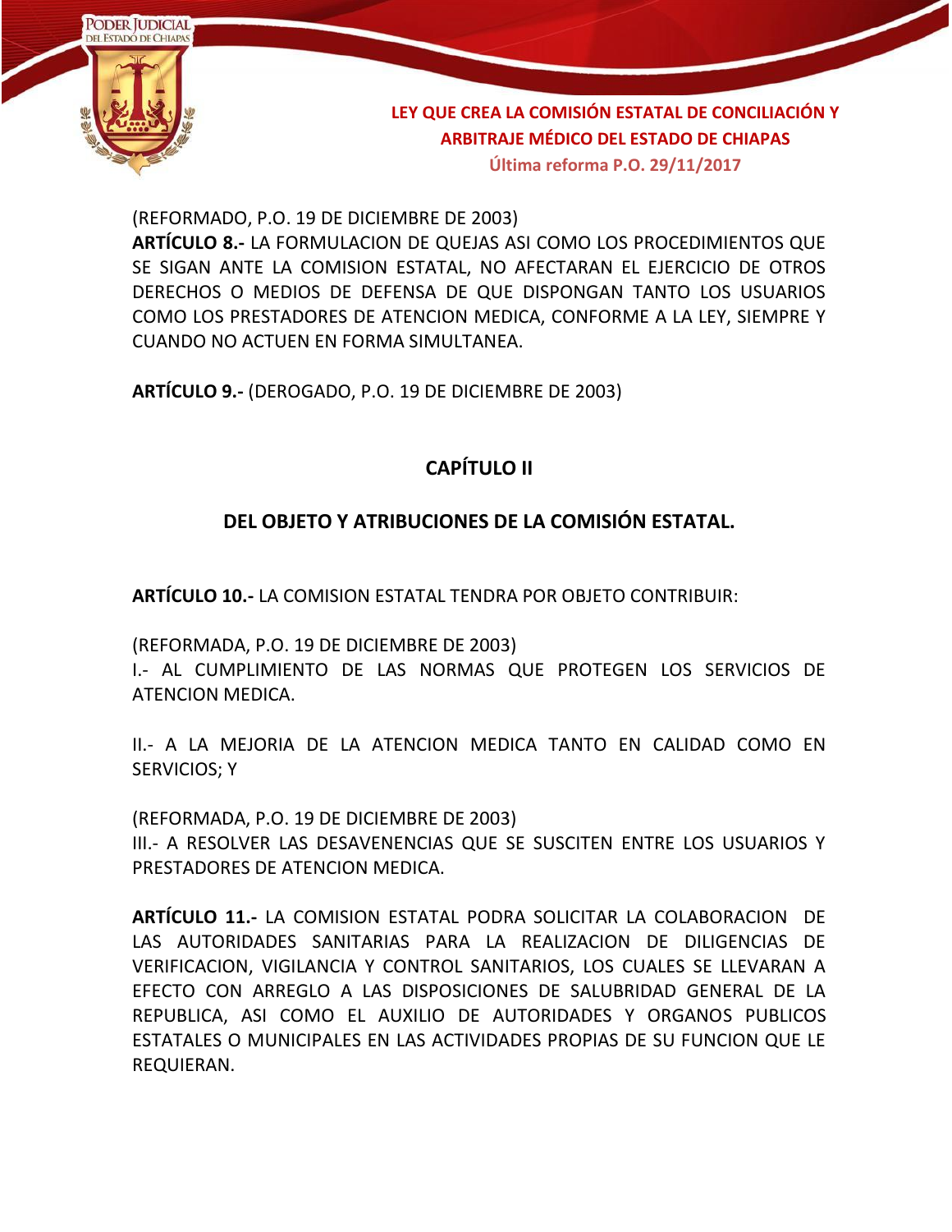(REFORMADO, P.O. 19 DE DICIEMBRE DE 2003)
**ARTÍCULO 8.-** LA FORMULACION DE QUEJAS ASI COMO LOS PROCEDIMIENTOS QUE SE SIGAN ANTE LA COMISION ESTATAL, NO AFECTARAN EL EJERCICIO DE OTROS DERECHOS O MEDIOS DE DEFENSA DE QUE DISPONGAN TANTO LOS USUARIOS COMO LOS PRESTADORES DE ATENCION MEDICA, CONFORME A LA LEY, SIEMPRE Y CUANDO NO ACTUEN EN FORMA SIMULTANEA.

**ARTÍCULO 9.-** (DEROGADO, P.O. 19 DE DICIEMBRE DE 2003)

## CAPÍTULO II

## DEL OBJETO Y ATRIBUCIONES DE LA COMISIÓN ESTATAL.

**ARTÍCULO 10.-** LA COMISION ESTATAL TENDRA POR OBJETO CONTRIBUIR:

(REFORMADA, P.O. 19 DE DICIEMBRE DE 2003)
I.- AL CUMPLIMIENTO DE LAS NORMAS QUE PROTEGEN LOS SERVICIOS DE ATENCION MEDICA.

II.- A LA MEJORIA DE LA ATENCION MEDICA TANTO EN CALIDAD COMO EN SERVICIOS; Y

(REFORMADA, P.O. 19 DE DICIEMBRE DE 2003)
III.- A RESOLVER LAS DESAVENENCIAS QUE SE SUSCITEN ENTRE LOS USUARIOS Y PRESTADORES DE ATENCION MEDICA.

**ARTÍCULO 11.-** LA COMISION ESTATAL PODRA SOLICITAR LA COLABORACION DE LAS AUTORIDADES SANITARIAS PARA LA REALIZACION DE DILIGENCIAS DE VERIFICACION, VIGILANCIA Y CONTROL SANITARIOS, LOS CUALES SE LLEVARAN A EFECTO CON ARREGLO A LAS DISPOSICIONES DE SALUBRIDAD GENERAL DE LA REPUBLICA, ASI COMO EL AUXILIO DE AUTORIDADES Y ORGANOS PUBLICOS ESTATALES O MUNICIPALES EN LAS ACTIVIDADES PROPIAS DE SU FUNCION QUE LE REQUIERAN.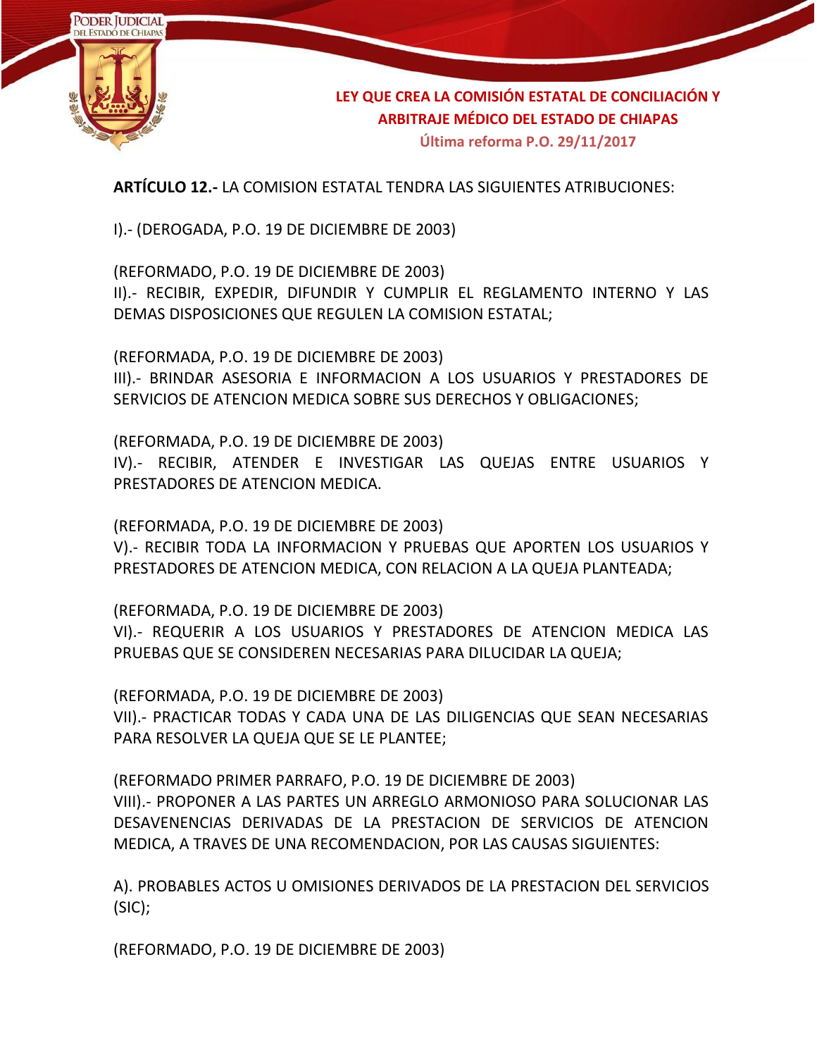**ARTÍCULO 12.-** LA COMISION ESTATAL TENDRA LAS SIGUIENTES ATRIBUCIONES:

I).- (DEROGADA, P.O. 19 DE DICIEMBRE DE 2003)

(REFORMADO, P.O. 19 DE DICIEMBRE DE 2003)
II).- RECIBIR, EXPEDIR, DIFUNDIR Y CUMPLIR EL REGLAMENTO INTERNO Y LAS DEMAS DISPOSICIONES QUE REGULEN LA COMISION ESTATAL;

(REFORMADA, P.O. 19 DE DICIEMBRE DE 2003)
III).- BRINDAR ASESORIA E INFORMACION A LOS USUARIOS Y PRESTADORES DE SERVICIOS DE ATENCION MEDICA SOBRE SUS DERECHOS Y OBLIGACIONES;

(REFORMADA, P.O. 19 DE DICIEMBRE DE 2003)
IV).- RECIBIR, ATENDER E INVESTIGAR LAS QUEJAS ENTRE USUARIOS Y PRESTADORES DE ATENCION MEDICA.

(REFORMADA, P.O. 19 DE DICIEMBRE DE 2003)
V).- RECIBIR TODA LA INFORMACION Y PRUEBAS QUE APORTEN LOS USUARIOS Y PRESTADORES DE ATENCION MEDICA, CON RELACION A LA QUEJA PLANTEADA;

(REFORMADA, P.O. 19 DE DICIEMBRE DE 2003)
VI).- REQUERIR A LOS USUARIOS Y PRESTADORES DE ATENCION MEDICA LAS PRUEBAS QUE SE CONSIDEREN NECESARIAS PARA DILUCIDAR LA QUEJA;

(REFORMADA, P.O. 19 DE DICIEMBRE DE 2003)
VII).- PRACTICAR TODAS Y CADA UNA DE LAS DILIGENCIAS QUE SEAN NECESARIAS PARA RESOLVER LA QUEJA QUE SE LE PLANTEE;

(REFORMADO PRIMER PARRAFO, P.O. 19 DE DICIEMBRE DE 2003)
VIII).- PROPONER A LAS PARTES UN ARREGLO ARMONIOSO PARA SOLUCIONAR LAS DESAVENENCIAS DERIVADAS DE LA PRESTACION DE SERVICIOS DE ATENCION MEDICA, A TRAVES DE UNA RECOMENDACION, POR LAS CAUSAS SIGUIENTES:

A). PROBABLES ACTOS U OMISIONES DERIVADOS DE LA PRESTACION DEL SERVICIOS (SIC);

(REFORMADO, P.O. 19 DE DICIEMBRE DE 2003)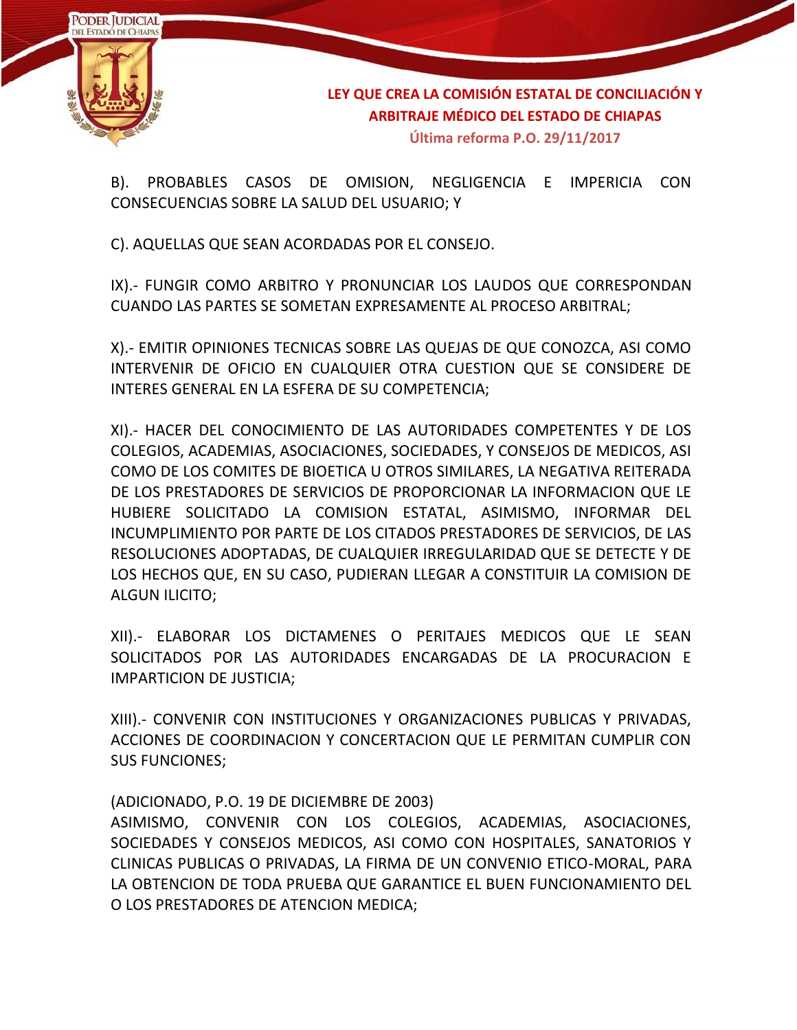B). PROBABLES CASOS DE OMISION, NEGLIGENCIA E IMPERICIA CON CONSECUENCIAS SOBRE LA SALUD DEL USUARIO; Y

C). AQUELLAS QUE SEAN ACORDADAS POR EL CONSEJO.

IX).- FUNGIR COMO ARBITRO Y PRONUNCIAR LOS LAUDOS QUE CORRESPONDAN CUANDO LAS PARTES SE SOMETAN EXPRESAMENTE AL PROCESO ARBITRAL;

X).- EMITIR OPINIONES TECNICAS SOBRE LAS QUEJAS DE QUE CONOZCA, ASI COMO INTERVENIR DE OFICIO EN CUALQUIER OTRA CUESTION QUE SE CONSIDERE DE INTERES GENERAL EN LA ESFERA DE SU COMPETENCIA;

XI).- HACER DEL CONOCIMIENTO DE LAS AUTORIDADES COMPETENTES Y DE LOS COLEGIOS, ACADEMIAS, ASOCIACIONES, SOCIEDADES, Y CONSEJOS DE MEDICOS, ASI COMO DE LOS COMITES DE BIOETICA U OTROS SIMILARES, LA NEGATIVA REITERADA DE LOS PRESTADORES DE SERVICIOS DE PROPORCIONAR LA INFORMACION QUE LE HUBIERE SOLICITADO LA COMISION ESTATAL, ASIMISMO, INFORMAR DEL INCUMPLIMIENTO POR PARTE DE LOS CITADOS PRESTADORES DE SERVICIOS, DE LAS RESOLUCIONES ADOPTADAS, DE CUALQUIER IRREGULARIDAD QUE SE DETECTE Y DE LOS HECHOS QUE, EN SU CASO, PUDIERAN LLEGAR A CONSTITUIR LA COMISION DE ALGUN ILICITO;

XII).- ELABORAR LOS DICTAMENES O PERITAJES MEDICOS QUE LE SEAN SOLICITADOS POR LAS AUTORIDADES ENCARGADAS DE LA PROCURACION E IMPARTICION DE JUSTICIA;

XIII).- CONVENIR CON INSTITUCIONES Y ORGANIZACIONES PUBLICAS Y PRIVADAS, ACCIONES DE COORDINACION Y CONCERTACION QUE LE PERMITAN CUMPLIR CON SUS FUNCIONES;

(ADICIONADO, P.O. 19 DE DICIEMBRE DE 2003)
ASIMISMO, CONVENIR CON LOS COLEGIOS, ACADEMIAS, ASOCIACIONES, SOCIEDADES Y CONSEJOS MEDICOS, ASI COMO CON HOSPITALES, SANATORIOS Y CLINICAS PUBLICAS O PRIVADAS, LA FIRMA DE UN CONVENIO ETICO-MORAL, PARA LA OBTENCION DE TODA PRUEBA QUE GARANTICE EL BUEN FUNCIONAMIENTO DEL O LOS PRESTADORES DE ATENCION MEDICA;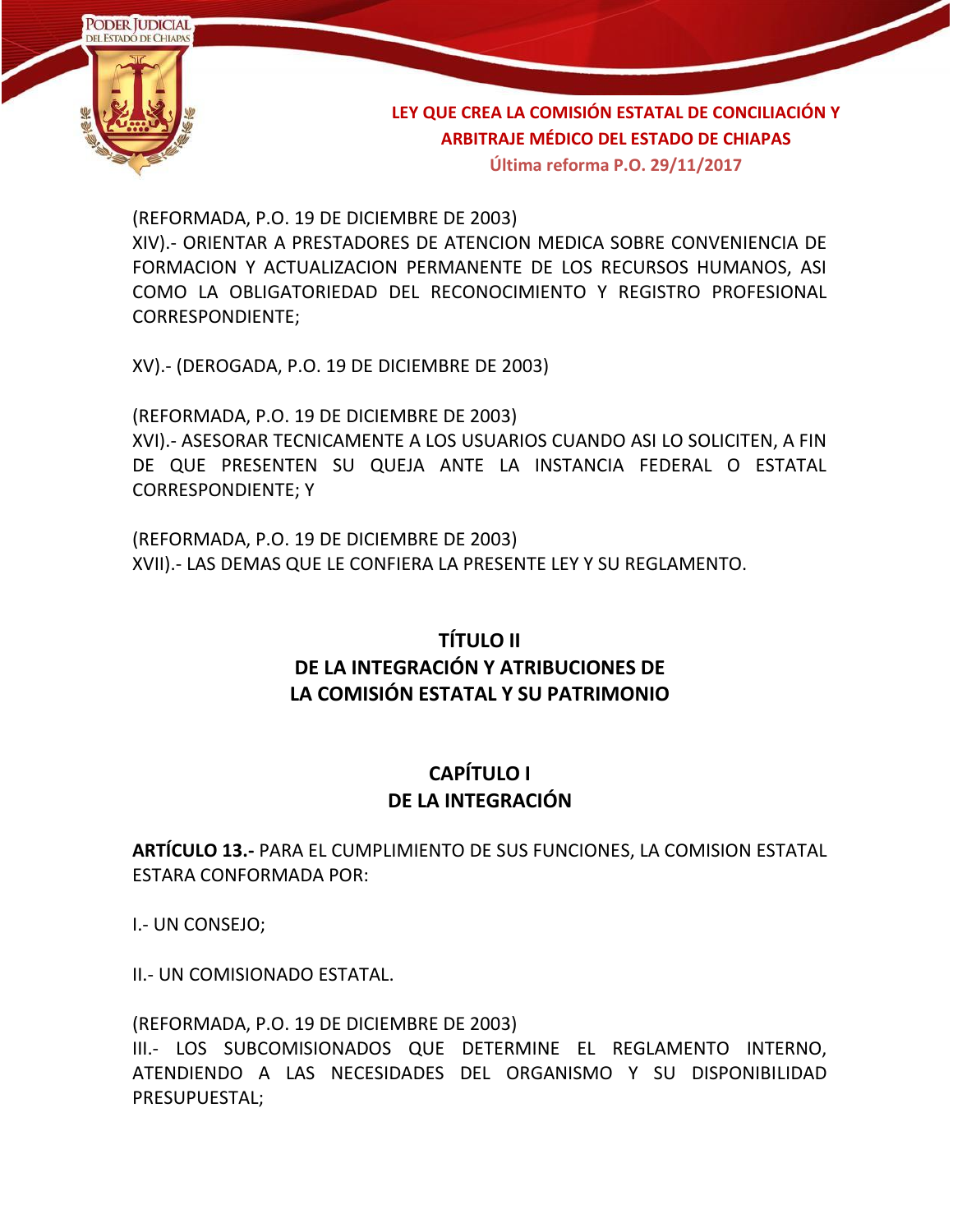(REFORMADA, P.O. 19 DE DICIEMBRE DE 2003)
XIV).- ORIENTAR A PRESTADORES DE ATENCION MEDICA SOBRE CONVENIENCIA DE FORMACION Y ACTUALIZACION PERMANENTE DE LOS RECURSOS HUMANOS, ASI COMO LA OBLIGATORIEDAD DEL RECONOCIMIENTO Y REGISTRO PROFESIONAL CORRESPONDIENTE;

XV).- (DEROGADA, P.O. 19 DE DICIEMBRE DE 2003)

(REFORMADA, P.O. 19 DE DICIEMBRE DE 2003)
XVI).- ASESORAR TECNICAMENTE A LOS USUARIOS CUANDO ASI LO SOLICITEN, A FIN DE QUE PRESENTEN SU QUEJA ANTE LA INSTANCIA FEDERAL O ESTATAL CORRESPONDIENTE; Y

(REFORMADA, P.O. 19 DE DICIEMBRE DE 2003)
XVII).- LAS DEMAS QUE LE CONFIERA LA PRESENTE LEY Y SU REGLAMENTO.

## TÍTULO II
## DE LA INTEGRACIÓN Y ATRIBUCIONES DE LA COMISIÓN ESTATAL Y SU PATRIMONIO

### CAPÍTULO I
### DE LA INTEGRACIÓN

**ARTÍCULO 13.-** PARA EL CUMPLIMIENTO DE SUS FUNCIONES, LA COMISION ESTATAL ESTARA CONFORMADA POR:

I.- UN CONSEJO;

II.- UN COMISIONADO ESTATAL.

(REFORMADA, P.O. 19 DE DICIEMBRE DE 2003)
III.- LOS SUBCOMISIONADOS QUE DETERMINE EL REGLAMENTO INTERNO, ATENDIENDO A LAS NECESIDADES DEL ORGANISMO Y SU DISPONIBILIDAD PRESUPUESTAL;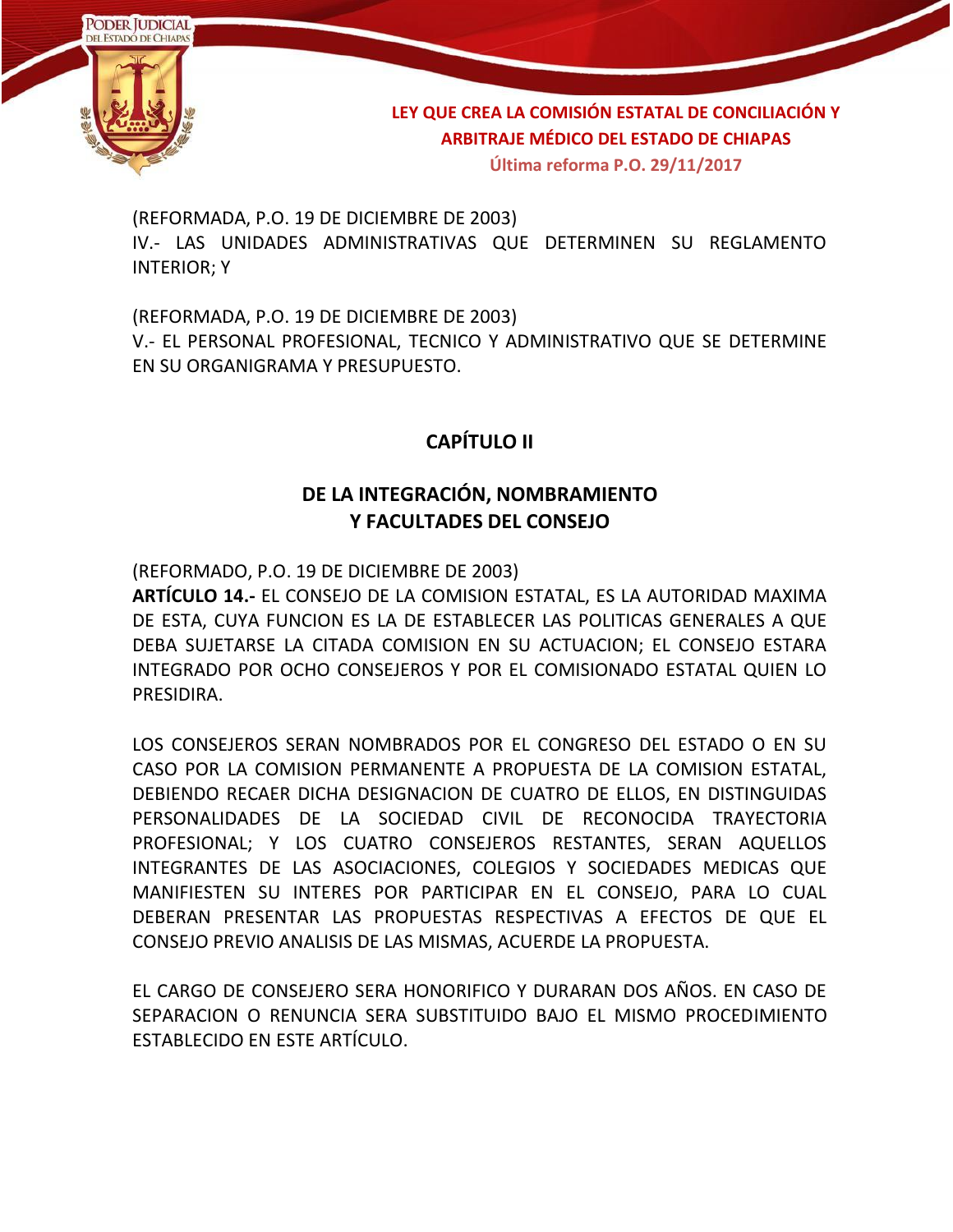(REFORMADA, P.O. 19 DE DICIEMBRE DE 2003)
IV.- LAS UNIDADES ADMINISTRATIVAS QUE DETERMINEN SU REGLAMENTO INTERIOR; Y

(REFORMADA, P.O. 19 DE DICIEMBRE DE 2003)
V.- EL PERSONAL PROFESIONAL, TECNICO Y ADMINISTRATIVO QUE SE DETERMINE EN SU ORGANIGRAMA Y PRESUPUESTO.

## CAPÍTULO II

## DE LA INTEGRACIÓN, NOMBRAMIENTO Y FACULTADES DEL CONSEJO

(REFORMADO, P.O. 19 DE DICIEMBRE DE 2003)
**ARTÍCULO 14.-** EL CONSEJO DE LA COMISION ESTATAL, ES LA AUTORIDAD MAXIMA DE ESTA, CUYA FUNCION ES LA DE ESTABLECER LAS POLITICAS GENERALES A QUE DEBA SUJETARSE LA CITADA COMISION EN SU ACTUACION; EL CONSEJO ESTARA INTEGRADO POR OCHO CONSEJEROS Y POR EL COMISIONADO ESTATAL QUIEN LO PRESIDIRA.

LOS CONSEJEROS SERAN NOMBRADOS POR EL CONGRESO DEL ESTADO O EN SU CASO POR LA COMISION PERMANENTE A PROPUESTA DE LA COMISION ESTATAL, DEBIENDO RECAER DICHA DESIGNACION DE CUATRO DE ELLOS, EN DISTINGUIDAS PERSONALIDADES DE LA SOCIEDAD CIVIL DE RECONOCIDA TRAYECTORIA PROFESIONAL; Y LOS CUATRO CONSEJEROS RESTANTES, SERAN AQUELLOS INTEGRANTES DE LAS ASOCIACIONES, COLEGIOS Y SOCIEDADES MEDICAS QUE MANIFIESTEN SU INTERES POR PARTICIPAR EN EL CONSEJO, PARA LO CUAL DEBERAN PRESENTAR LAS PROPUESTAS RESPECTIVAS A EFECTOS DE QUE EL CONSEJO PREVIO ANALISIS DE LAS MISMAS, ACUERDE LA PROPUESTA.

EL CARGO DE CONSEJERO SERA HONORIFICO Y DURARAN DOS AÑOS. EN CASO DE SEPARACION O RENUNCIA SERA SUBSTITUIDO BAJO EL MISMO PROCEDIMIENTO ESTABLECIDO EN ESTE ARTÍCULO.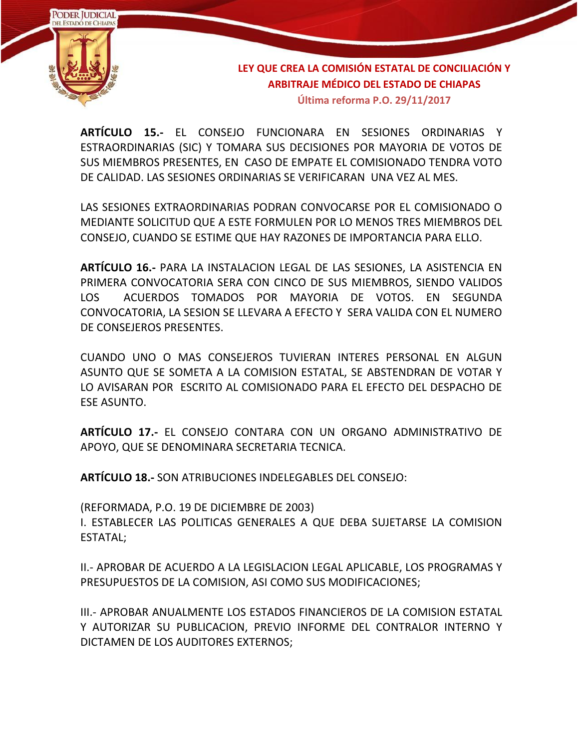**ARTÍCULO 15.-** EL CONSEJO FUNCIONARA EN SESIONES ORDINARIAS Y ESTRAORDINARIAS (SIC) Y TOMARA SUS DECISIONES POR MAYORIA DE VOTOS DE SUS MIEMBROS PRESENTES, EN CASO DE EMPATE EL COMISIONADO TENDRA VOTO DE CALIDAD. LAS SESIONES ORDINARIAS SE VERIFICARAN UNA VEZ AL MES.

LAS SESIONES EXTRAORDINARIAS PODRAN CONVOCARSE POR EL COMISIONADO O MEDIANTE SOLICITUD QUE A ESTE FORMULEN POR LO MENOS TRES MIEMBROS DEL CONSEJO, CUANDO SE ESTIME QUE HAY RAZONES DE IMPORTANCIA PARA ELLO.

**ARTÍCULO 16.-** PARA LA INSTALACION LEGAL DE LAS SESIONES, LA ASISTENCIA EN PRIMERA CONVOCATORIA SERA CON CINCO DE SUS MIEMBROS, SIENDO VALIDOS LOS ACUERDOS TOMADOS POR MAYORIA DE VOTOS. EN SEGUNDA CONVOCATORIA, LA SESION SE LLEVARA A EFECTO Y SERA VALIDA CON EL NUMERO DE CONSEJEROS PRESENTES.

CUANDO UNO O MAS CONSEJEROS TUVIERAN INTERES PERSONAL EN ALGUN ASUNTO QUE SE SOMETA A LA COMISION ESTATAL, SE ABSTENDRAN DE VOTAR Y LO AVISARAN POR ESCRITO AL COMISIONADO PARA EL EFECTO DEL DESPACHO DE ESE ASUNTO.

**ARTÍCULO 17.-** EL CONSEJO CONTARA CON UN ORGANO ADMINISTRATIVO DE APOYO, QUE SE DENOMINARA SECRETARIA TECNICA.

**ARTÍCULO 18.-** SON ATRIBUCIONES INDELEGABLES DEL CONSEJO:

(REFORMADA, P.O. 19 DE DICIEMBRE DE 2003)
I. ESTABLECER LAS POLITICAS GENERALES A QUE DEBA SUJETARSE LA COMISION ESTATAL;

II.- APROBAR DE ACUERDO A LA LEGISLACION LEGAL APLICABLE, LOS PROGRAMAS Y PRESUPUESTOS DE LA COMISION, ASI COMO SUS MODIFICACIONES;

III.- APROBAR ANUALMENTE LOS ESTADOS FINANCIEROS DE LA COMISION ESTATAL Y AUTORIZAR SU PUBLICACION, PREVIO INFORME DEL CONTRALOR INTERNO Y DICTAMEN DE LOS AUDITORES EXTERNOS;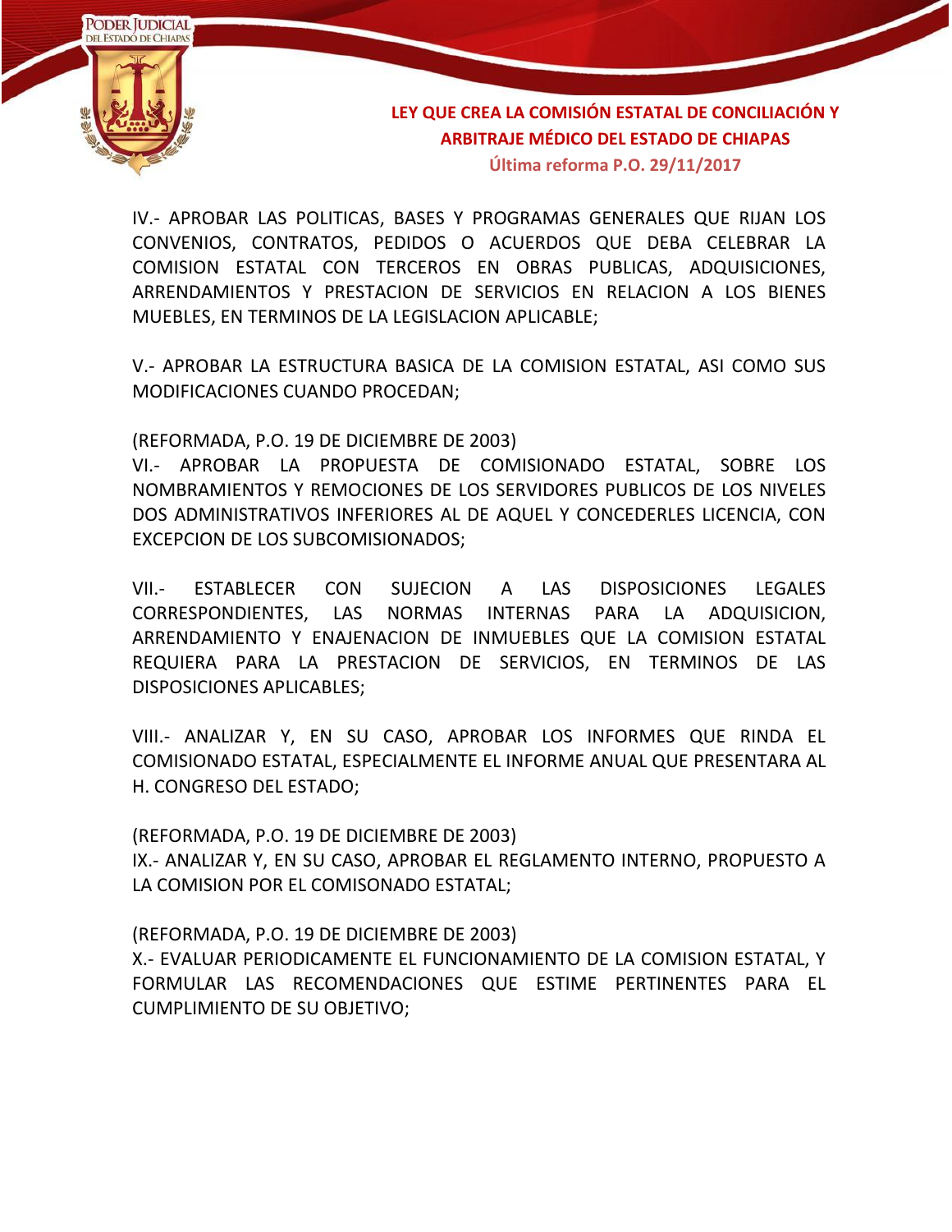IV.- APROBAR LAS POLITICAS, BASES Y PROGRAMAS GENERALES QUE RIJAN LOS CONVENIOS, CONTRATOS, PEDIDOS O ACUERDOS QUE DEBA CELEBRAR LA COMISION ESTATAL CON TERCEROS EN OBRAS PUBLICAS, ADQUISICIONES, ARRENDAMIENTOS Y PRESTACION DE SERVICIOS EN RELACION A LOS BIENES MUEBLES, EN TERMINOS DE LA LEGISLACION APLICABLE;

V.- APROBAR LA ESTRUCTURA BASICA DE LA COMISION ESTATAL, ASI COMO SUS MODIFICACIONES CUANDO PROCEDAN;

(REFORMADA, P.O. 19 DE DICIEMBRE DE 2003)
VI.- APROBAR LA PROPUESTA DE COMISIONADO ESTATAL, SOBRE LOS NOMBRAMIENTOS Y REMOCIONES DE LOS SERVIDORES PUBLICOS DE LOS NIVELES DOS ADMINISTRATIVOS INFERIORES AL DE AQUEL Y CONCEDERLES LICENCIA, CON EXCEPCION DE LOS SUBCOMISIONADOS;

VII.- ESTABLECER CON SUJECION A LAS DISPOSICIONES LEGALES CORRESPONDIENTES, LAS NORMAS INTERNAS PARA LA ADQUISICION, ARRENDAMIENTO Y ENAJENACION DE INMUEBLES QUE LA COMISION ESTATAL REQUIERA PARA LA PRESTACION DE SERVICIOS, EN TERMINOS DE LAS DISPOSICIONES APLICABLES;

VIII.- ANALIZAR Y, EN SU CASO, APROBAR LOS INFORMES QUE RINDA EL COMISIONADO ESTATAL, ESPECIALMENTE EL INFORME ANUAL QUE PRESENTARA AL H. CONGRESO DEL ESTADO;

(REFORMADA, P.O. 19 DE DICIEMBRE DE 2003)
IX.- ANALIZAR Y, EN SU CASO, APROBAR EL REGLAMENTO INTERNO, PROPUESTO A LA COMISION POR EL COMISONADO ESTATAL;

(REFORMADA, P.O. 19 DE DICIEMBRE DE 2003)
X.- EVALUAR PERIODICAMENTE EL FUNCIONAMIENTO DE LA COMISION ESTATAL, Y FORMULAR LAS RECOMENDACIONES QUE ESTIME PERTINENTES PARA EL CUMPLIMIENTO DE SU OBJETIVO;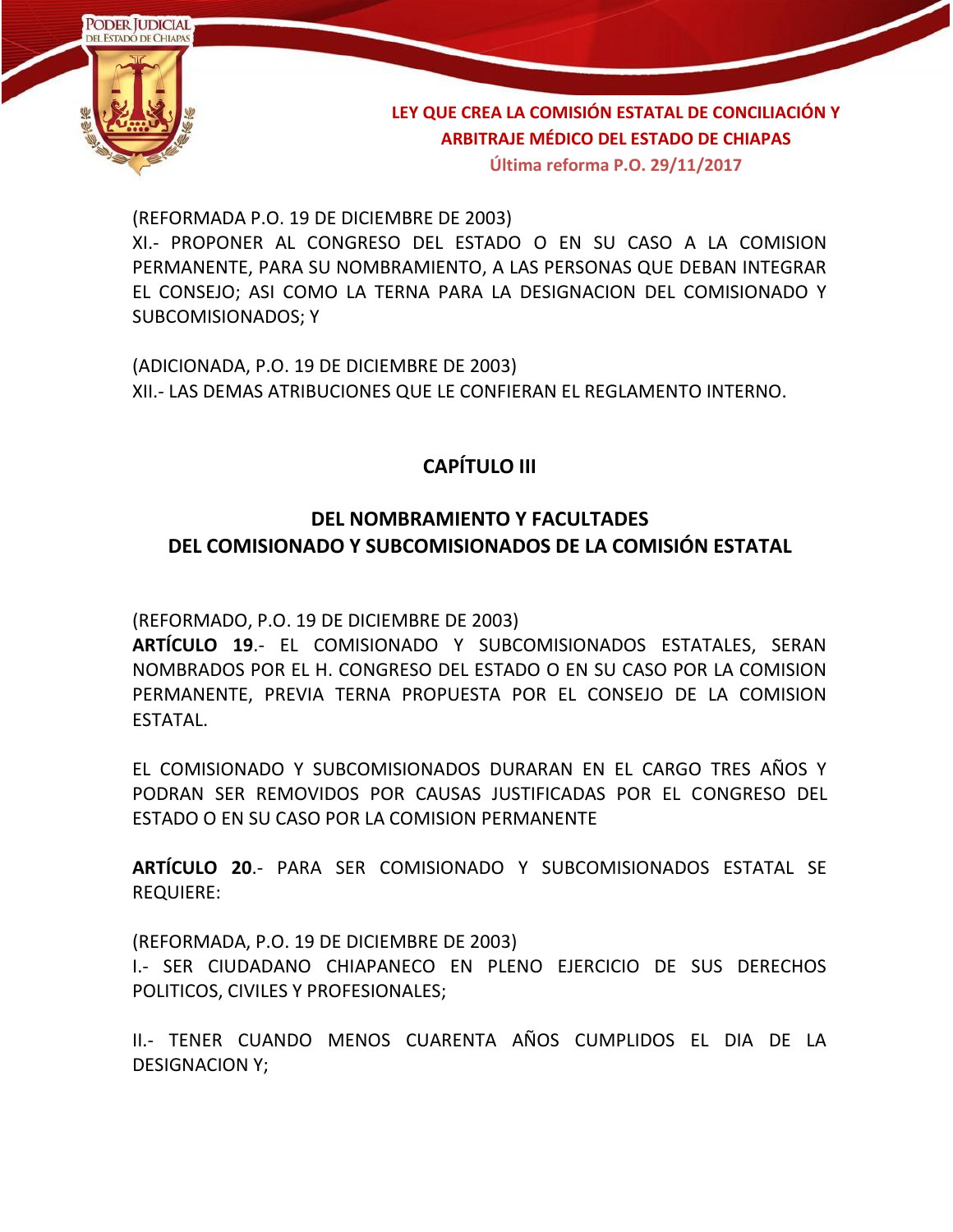(REFORMADA P.O. 19 DE DICIEMBRE DE 2003)
XI.- PROPONER AL CONGRESO DEL ESTADO O EN SU CASO A LA COMISION PERMANENTE, PARA SU NOMBRAMIENTO, A LAS PERSONAS QUE DEBAN INTEGRAR EL CONSEJO; ASI COMO LA TERNA PARA LA DESIGNACION DEL COMISIONADO Y SUBCOMISIONADOS; Y

(ADICIONADA, P.O. 19 DE DICIEMBRE DE 2003)
XII.- LAS DEMAS ATRIBUCIONES QUE LE CONFIERAN EL REGLAMENTO INTERNO.

## CAPÍTULO III

## DEL NOMBRAMIENTO Y FACULTADES DEL COMISIONADO Y SUBCOMISIONADOS DE LA COMISIÓN ESTATAL

(REFORMADO, P.O. 19 DE DICIEMBRE DE 2003)
**ARTÍCULO 19**.- EL COMISIONADO Y SUBCOMISIONADOS ESTATALES, SERAN NOMBRADOS POR EL H. CONGRESO DEL ESTADO O EN SU CASO POR LA COMISION PERMANENTE, PREVIA TERNA PROPUESTA POR EL CONSEJO DE LA COMISION ESTATAL.

EL COMISIONADO Y SUBCOMISIONADOS DURARAN EN EL CARGO TRES AÑOS Y PODRAN SER REMOVIDOS POR CAUSAS JUSTIFICADAS POR EL CONGRESO DEL ESTADO O EN SU CASO POR LA COMISION PERMANENTE

**ARTÍCULO 20**.- PARA SER COMISIONADO Y SUBCOMISIONADOS ESTATAL SE REQUIERE:

(REFORMADA, P.O. 19 DE DICIEMBRE DE 2003)
I.- SER CIUDADANO CHIAPANECO EN PLENO EJERCICIO DE SUS DERECHOS POLITICOS, CIVILES Y PROFESIONALES;

II.- TENER CUANDO MENOS CUARENTA AÑOS CUMPLIDOS EL DIA DE LA DESIGNACION Y;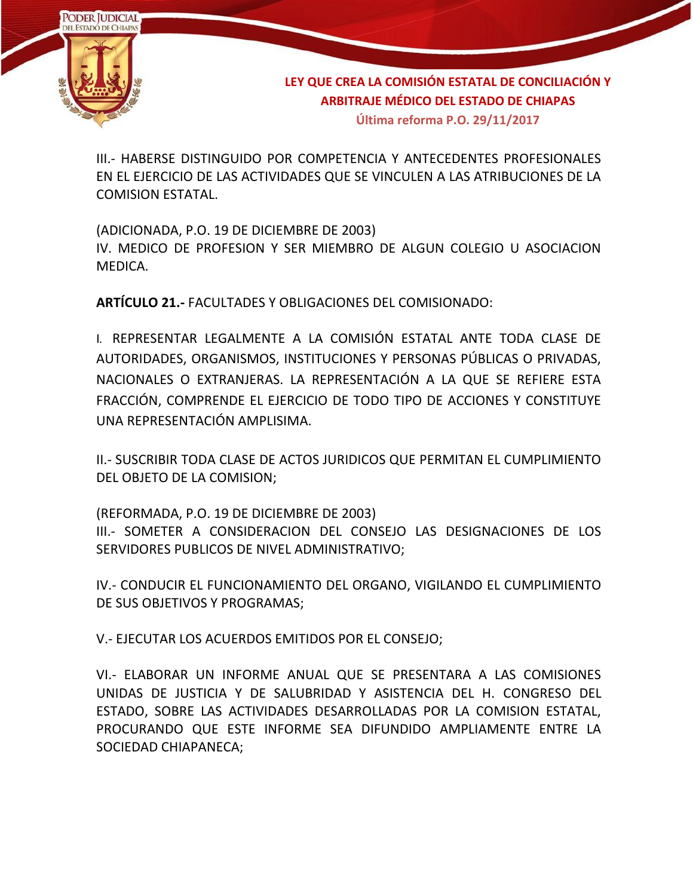III.- HABERSE DISTINGUIDO POR COMPETENCIA Y ANTECEDENTES PROFESIONALES EN EL EJERCICIO DE LAS ACTIVIDADES QUE SE VINCULEN A LAS ATRIBUCIONES DE LA COMISION ESTATAL.

(ADICIONADA, P.O. 19 DE DICIEMBRE DE 2003)
IV. MEDICO DE PROFESION Y SER MIEMBRO DE ALGUN COLEGIO U ASOCIACION MEDICA.

**ARTÍCULO 21.-** FACULTADES Y OBLIGACIONES DEL COMISIONADO:

I. REPRESENTAR LEGALMENTE A LA COMISIÓN ESTATAL ANTE TODA CLASE DE AUTORIDADES, ORGANISMOS, INSTITUCIONES Y PERSONAS PÚBLICAS O PRIVADAS, NACIONALES O EXTRANJERAS. LA REPRESENTACIÓN A LA QUE SE REFIERE ESTA FRACCIÓN, COMPRENDE EL EJERCICIO DE TODO TIPO DE ACCIONES Y CONSTITUYE UNA REPRESENTACIÓN AMPLISIMA.

II.- SUSCRIBIR TODA CLASE DE ACTOS JURIDICOS QUE PERMITAN EL CUMPLIMIENTO DEL OBJETO DE LA COMISION;

(REFORMADA, P.O. 19 DE DICIEMBRE DE 2003)
III.- SOMETER A CONSIDERACION DEL CONSEJO LAS DESIGNACIONES DE LOS SERVIDORES PUBLICOS DE NIVEL ADMINISTRATIVO;

IV.- CONDUCIR EL FUNCIONAMIENTO DEL ORGANO, VIGILANDO EL CUMPLIMIENTO DE SUS OBJETIVOS Y PROGRAMAS;

V.- EJECUTAR LOS ACUERDOS EMITIDOS POR EL CONSEJO;

VI.- ELABORAR UN INFORME ANUAL QUE SE PRESENTARA A LAS COMISIONES UNIDAS DE JUSTICIA Y DE SALUBRIDAD Y ASISTENCIA DEL H. CONGRESO DEL ESTADO, SOBRE LAS ACTIVIDADES DESARROLLADAS POR LA COMISION ESTATAL, PROCURANDO QUE ESTE INFORME SEA DIFUNDIDO AMPLIAMENTE ENTRE LA SOCIEDAD CHIAPANECA;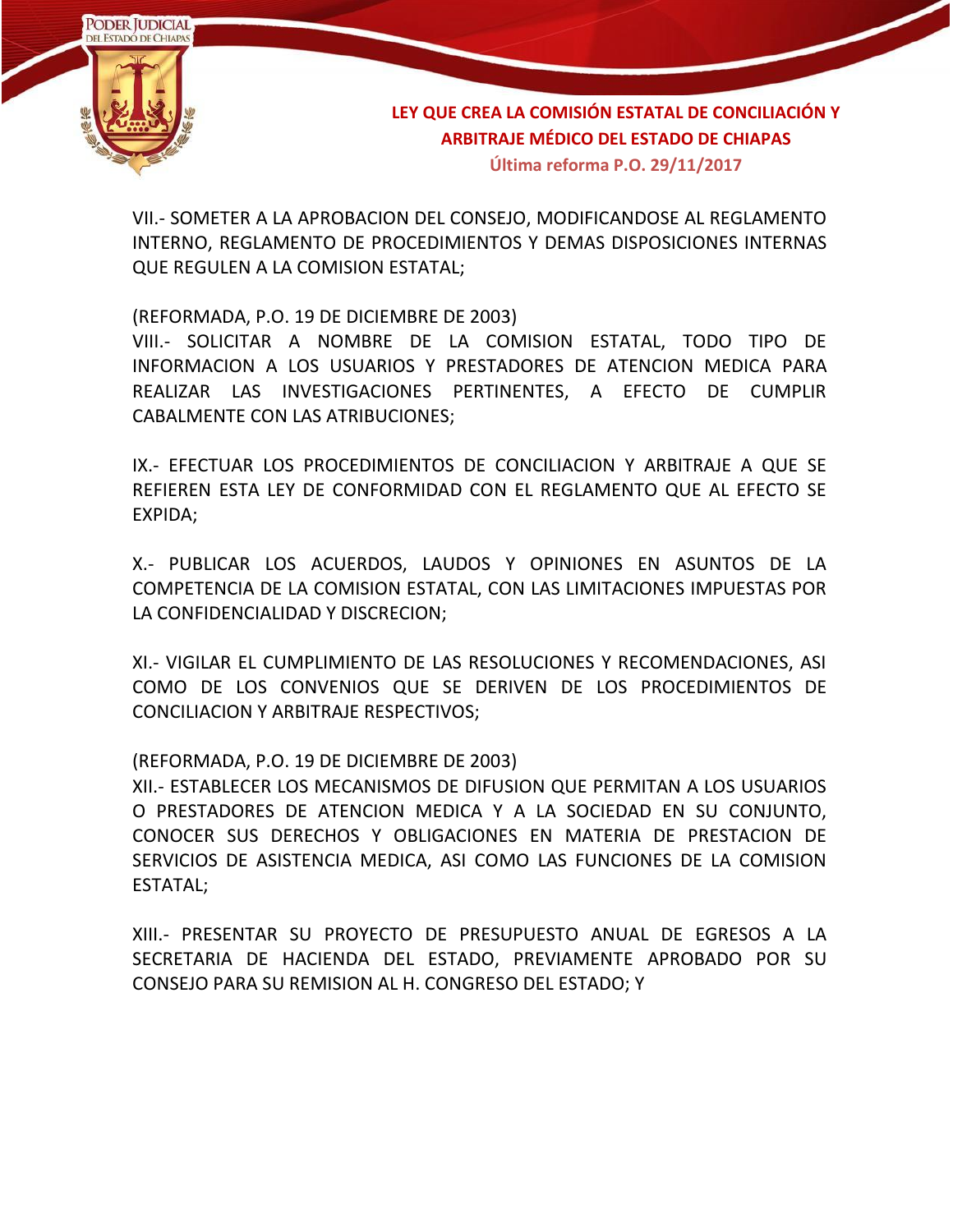VII.- SOMETER A LA APROBACION DEL CONSEJO, MODIFICANDOSE AL REGLAMENTO INTERNO, REGLAMENTO DE PROCEDIMIENTOS Y DEMAS DISPOSICIONES INTERNAS QUE REGULEN A LA COMISION ESTATAL;

(REFORMADA, P.O. 19 DE DICIEMBRE DE 2003)
VIII.- SOLICITAR A NOMBRE DE LA COMISION ESTATAL, TODO TIPO DE INFORMACION A LOS USUARIOS Y PRESTADORES DE ATENCION MEDICA PARA REALIZAR LAS INVESTIGACIONES PERTINENTES, A EFECTO DE CUMPLIR CABALMENTE CON LAS ATRIBUCIONES;

IX.- EFECTUAR LOS PROCEDIMIENTOS DE CONCILIACION Y ARBITRAJE A QUE SE REFIEREN ESTA LEY DE CONFORMIDAD CON EL REGLAMENTO QUE AL EFECTO SE EXPIDA;

X.- PUBLICAR LOS ACUERDOS, LAUDOS Y OPINIONES EN ASUNTOS DE LA COMPETENCIA DE LA COMISION ESTATAL, CON LAS LIMITACIONES IMPUESTAS POR LA CONFIDENCIALIDAD Y DISCRECION;

XI.- VIGILAR EL CUMPLIMIENTO DE LAS RESOLUCIONES Y RECOMENDACIONES, ASI COMO DE LOS CONVENIOS QUE SE DERIVEN DE LOS PROCEDIMIENTOS DE CONCILIACION Y ARBITRAJE RESPECTIVOS;

(REFORMADA, P.O. 19 DE DICIEMBRE DE 2003)
XII.- ESTABLECER LOS MECANISMOS DE DIFUSION QUE PERMITAN A LOS USUARIOS O PRESTADORES DE ATENCION MEDICA Y A LA SOCIEDAD EN SU CONJUNTO, CONOCER SUS DERECHOS Y OBLIGACIONES EN MATERIA DE PRESTACION DE SERVICIOS DE ASISTENCIA MEDICA, ASI COMO LAS FUNCIONES DE LA COMISION ESTATAL;

XIII.- PRESENTAR SU PROYECTO DE PRESUPUESTO ANUAL DE EGRESOS A LA SECRETARIA DE HACIENDA DEL ESTADO, PREVIAMENTE APROBADO POR SU CONSEJO PARA SU REMISION AL H. CONGRESO DEL ESTADO; Y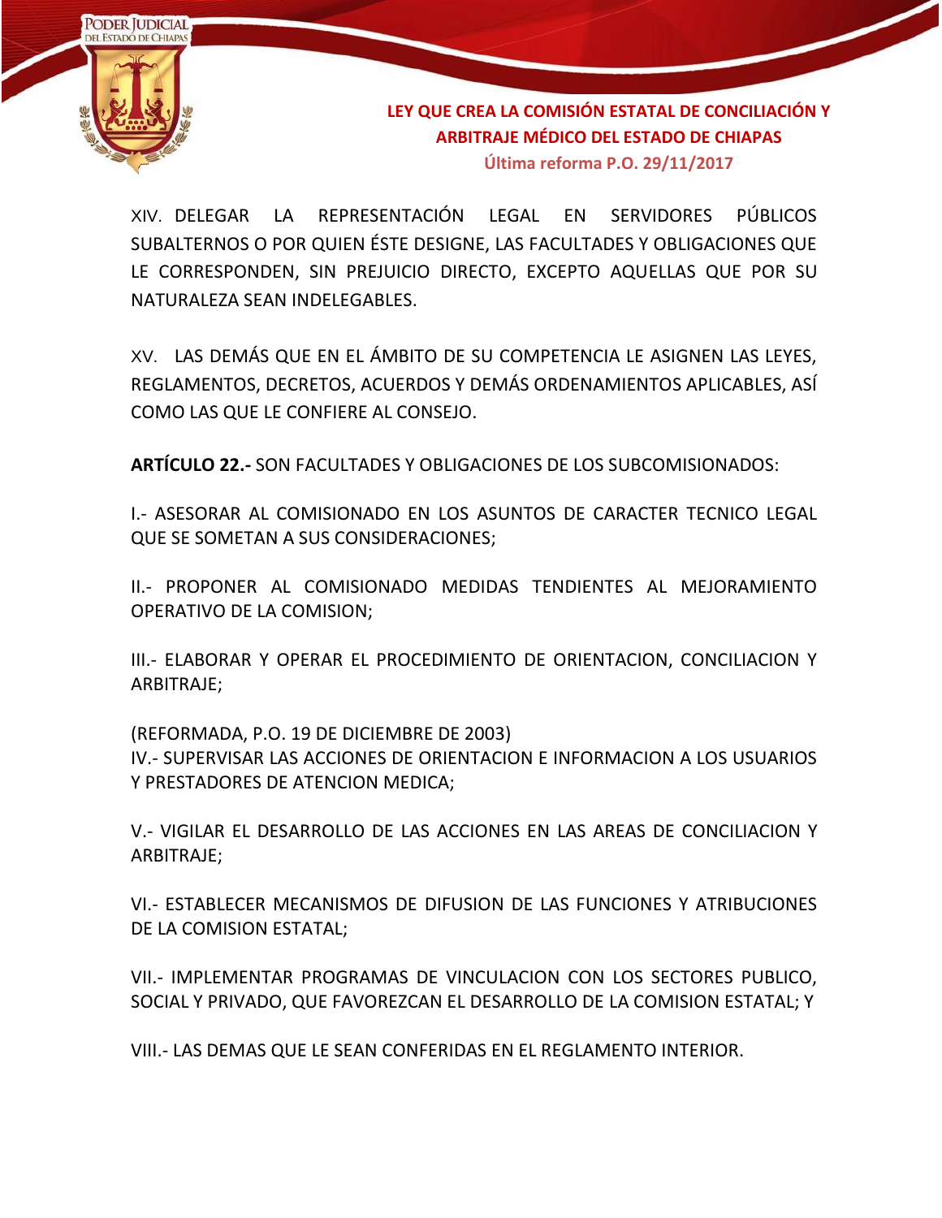XIV. DELEGAR LA REPRESENTACIÓN LEGAL EN SERVIDORES PÚBLICOS SUBALTERNOS O POR QUIEN ÉSTE DESIGNE, LAS FACULTADES Y OBLIGACIONES QUE LE CORRESPONDEN, SIN PREJUICIO DIRECTO, EXCEPTO AQUELLAS QUE POR SU NATURALEZA SEAN INDELEGABLES.

XV. LAS DEMÁS QUE EN EL ÁMBITO DE SU COMPETENCIA LE ASIGNEN LAS LEYES, REGLAMENTOS, DECRETOS, ACUERDOS Y DEMÁS ORDENAMIENTOS APLICABLES, ASÍ COMO LAS QUE LE CONFIERE AL CONSEJO.

**ARTÍCULO 22.-** SON FACULTADES Y OBLIGACIONES DE LOS SUBCOMISIONADOS:

I.- ASESORAR AL COMISIONADO EN LOS ASUNTOS DE CARACTER TECNICO LEGAL QUE SE SOMETAN A SUS CONSIDERACIONES;

II.- PROPONER AL COMISIONADO MEDIDAS TENDIENTES AL MEJORAMIENTO OPERATIVO DE LA COMISION;

III.- ELABORAR Y OPERAR EL PROCEDIMIENTO DE ORIENTACION, CONCILIACION Y ARBITRAJE;

(REFORMADA, P.O. 19 DE DICIEMBRE DE 2003)
IV.- SUPERVISAR LAS ACCIONES DE ORIENTACION E INFORMACION A LOS USUARIOS Y PRESTADORES DE ATENCION MEDICA;

V.- VIGILAR EL DESARROLLO DE LAS ACCIONES EN LAS AREAS DE CONCILIACION Y ARBITRAJE;

VI.- ESTABLECER MECANISMOS DE DIFUSION DE LAS FUNCIONES Y ATRIBUCIONES DE LA COMISION ESTATAL;

VII.- IMPLEMENTAR PROGRAMAS DE VINCULACION CON LOS SECTORES PUBLICO, SOCIAL Y PRIVADO, QUE FAVOREZCAN EL DESARROLLO DE LA COMISION ESTATAL; Y

VIII.- LAS DEMAS QUE LE SEAN CONFERIDAS EN EL REGLAMENTO INTERIOR.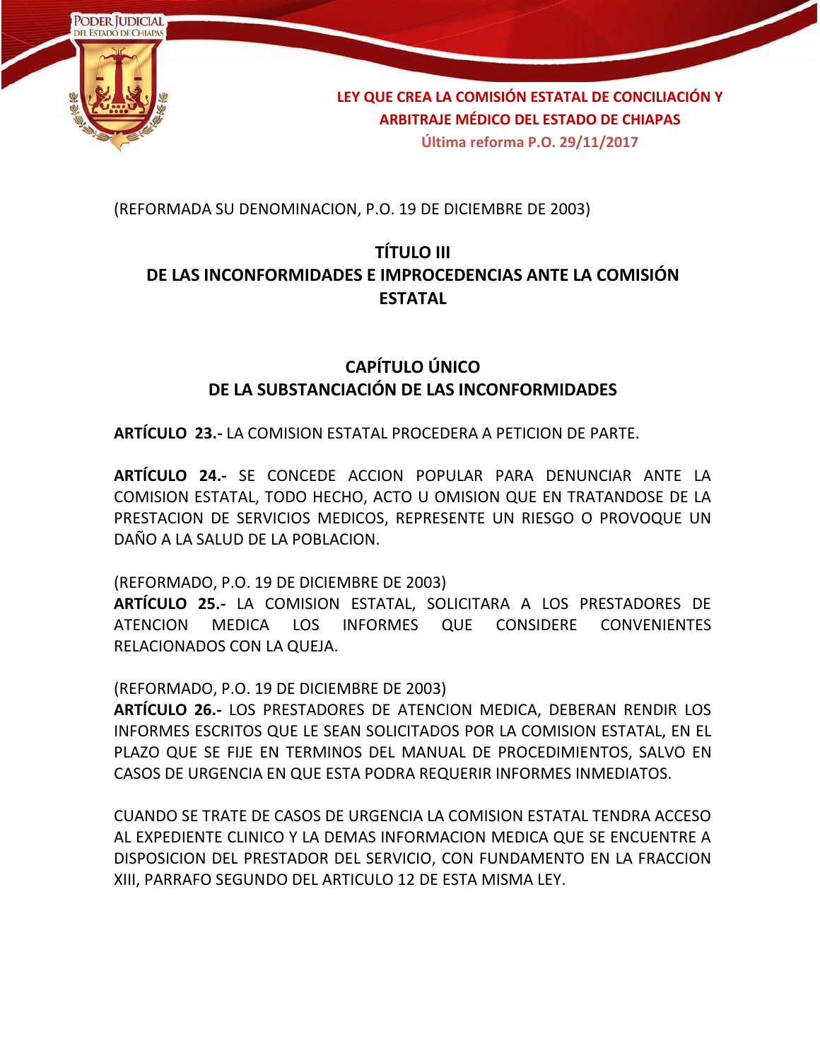(REFORMADA SU DENOMINACION, P.O. 19 DE DICIEMBRE DE 2003)

## TÍTULO III
## DE LAS INCONFORMIDADES E IMPROCEDENCIAS ANTE LA COMISIÓN ESTATAL

### CAPÍTULO ÚNICO
### DE LA SUBSTANCIACIÓN DE LAS INCONFORMIDADES

**ARTÍCULO 23.-** LA COMISION ESTATAL PROCEDERA A PETICION DE PARTE.

**ARTÍCULO 24.-** SE CONCEDE ACCION POPULAR PARA DENUNCIAR ANTE LA COMISION ESTATAL, TODO HECHO, ACTO U OMISION QUE EN TRATANDOSE DE LA PRESTACION DE SERVICIOS MEDICOS, REPRESENTE UN RIESGO O PROVOQUE UN DAÑO A LA SALUD DE LA POBLACION.

(REFORMADO, P.O. 19 DE DICIEMBRE DE 2003)
**ARTÍCULO 25.-** LA COMISION ESTATAL, SOLICITARA A LOS PRESTADORES DE ATENCION MEDICA LOS INFORMES QUE CONSIDERE CONVENIENTES RELACIONADOS CON LA QUEJA.

(REFORMADO, P.O. 19 DE DICIEMBRE DE 2003)
**ARTÍCULO 26.-** LOS PRESTADORES DE ATENCION MEDICA, DEBERAN RENDIR LOS INFORMES ESCRITOS QUE LE SEAN SOLICITADOS POR LA COMISION ESTATAL, EN EL PLAZO QUE SE FIJE EN TERMINOS DEL MANUAL DE PROCEDIMIENTOS, SALVO EN CASOS DE URGENCIA EN QUE ESTA PODRA REQUERIR INFORMES INMEDIATOS.

CUANDO SE TRATE DE CASOS DE URGENCIA LA COMISION ESTATAL TENDRA ACCESO AL EXPEDIENTE CLINICO Y LA DEMAS INFORMACION MEDICA QUE SE ENCUENTRE A DISPOSICION DEL PRESTADOR DEL SERVICIO, CON FUNDAMENTO EN LA FRACCION XIII, PARRAFO SEGUNDO DEL ARTICULO 12 DE ESTA MISMA LEY.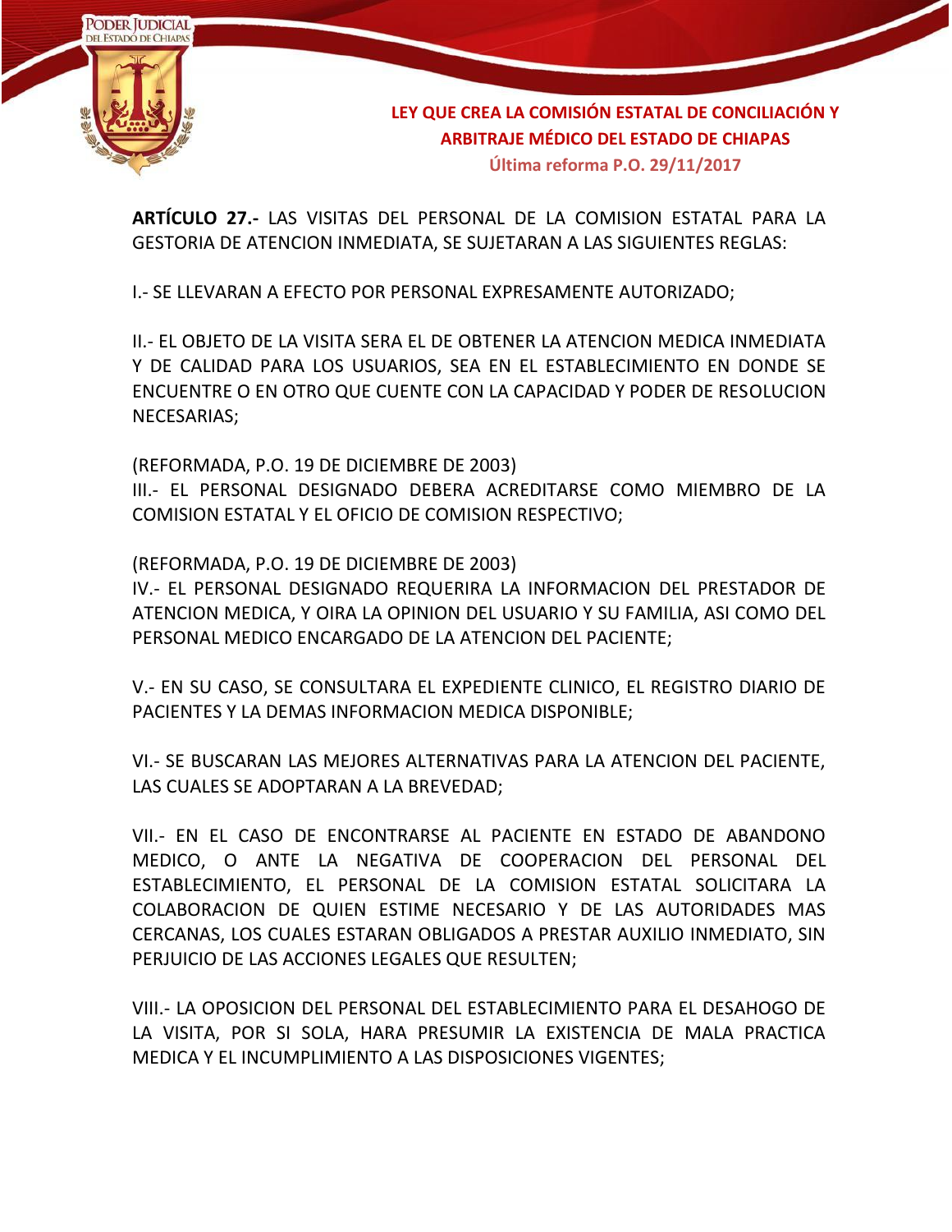**ARTÍCULO 27.-** LAS VISITAS DEL PERSONAL DE LA COMISION ESTATAL PARA LA GESTORIA DE ATENCION INMEDIATA, SE SUJETARAN A LAS SIGUIENTES REGLAS:

I.- SE LLEVARAN A EFECTO POR PERSONAL EXPRESAMENTE AUTORIZADO;

II.- EL OBJETO DE LA VISITA SERA EL DE OBTENER LA ATENCION MEDICA INMEDIATA Y DE CALIDAD PARA LOS USUARIOS, SEA EN EL ESTABLECIMIENTO EN DONDE SE ENCUENTRE O EN OTRO QUE CUENTE CON LA CAPACIDAD Y PODER DE RESOLUCION NECESARIAS;

(REFORMADA, P.O. 19 DE DICIEMBRE DE 2003)
III.- EL PERSONAL DESIGNADO DEBERA ACREDITARSE COMO MIEMBRO DE LA COMISION ESTATAL Y EL OFICIO DE COMISION RESPECTIVO;

(REFORMADA, P.O. 19 DE DICIEMBRE DE 2003)
IV.- EL PERSONAL DESIGNADO REQUERIRA LA INFORMACION DEL PRESTADOR DE ATENCION MEDICA, Y OIRA LA OPINION DEL USUARIO Y SU FAMILIA, ASI COMO DEL PERSONAL MEDICO ENCARGADO DE LA ATENCION DEL PACIENTE;

V.- EN SU CASO, SE CONSULTARA EL EXPEDIENTE CLINICO, EL REGISTRO DIARIO DE PACIENTES Y LA DEMAS INFORMACION MEDICA DISPONIBLE;

VI.- SE BUSCARAN LAS MEJORES ALTERNATIVAS PARA LA ATENCION DEL PACIENTE, LAS CUALES SE ADOPTARAN A LA BREVEDAD;

VII.- EN EL CASO DE ENCONTRARSE AL PACIENTE EN ESTADO DE ABANDONO MEDICO, O ANTE LA NEGATIVA DE COOPERACION DEL PERSONAL DEL ESTABLECIMIENTO, EL PERSONAL DE LA COMISION ESTATAL SOLICITARA LA COLABORACION DE QUIEN ESTIME NECESARIO Y DE LAS AUTORIDADES MAS CERCANAS, LOS CUALES ESTARAN OBLIGADOS A PRESTAR AUXILIO INMEDIATO, SIN PERJUICIO DE LAS ACCIONES LEGALES QUE RESULTEN;

VIII.- LA OPOSICION DEL PERSONAL DEL ESTABLECIMIENTO PARA EL DESAHOGO DE LA VISITA, POR SI SOLA, HARA PRESUMIR LA EXISTENCIA DE MALA PRACTICA MEDICA Y EL INCUMPLIMIENTO A LAS DISPOSICIONES VIGENTES;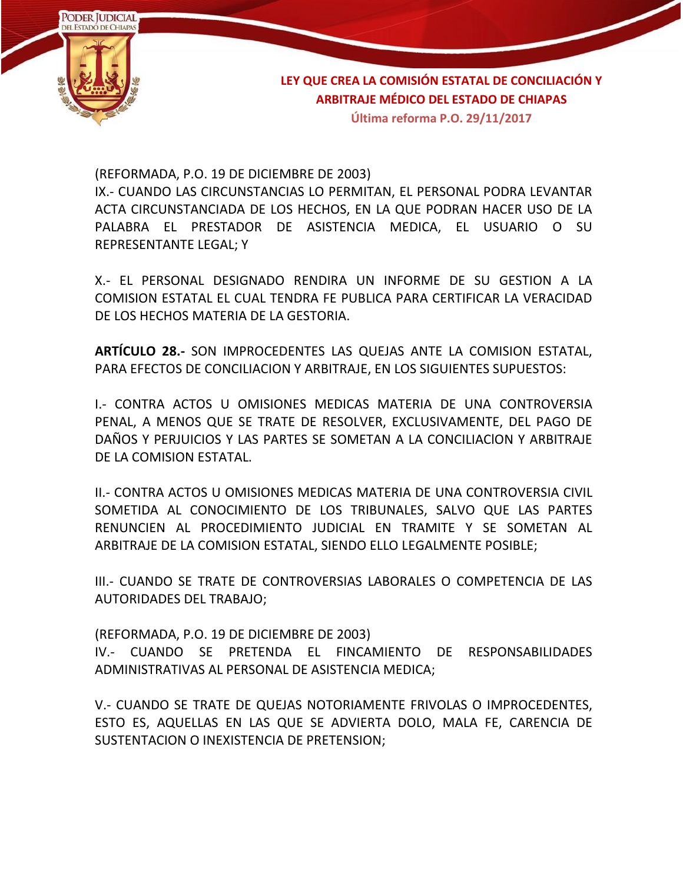(REFORMADA, P.O. 19 DE DICIEMBRE DE 2003)
IX.- CUANDO LAS CIRCUNSTANCIAS LO PERMITAN, EL PERSONAL PODRA LEVANTAR ACTA CIRCUNSTANCIADA DE LOS HECHOS, EN LA QUE PODRAN HACER USO DE LA PALABRA EL PRESTADOR DE ASISTENCIA MEDICA, EL USUARIO O SU REPRESENTANTE LEGAL; Y

X.- EL PERSONAL DESIGNADO RENDIRA UN INFORME DE SU GESTION A LA COMISION ESTATAL EL CUAL TENDRA FE PUBLICA PARA CERTIFICAR LA VERACIDAD DE LOS HECHOS MATERIA DE LA GESTORIA.

**ARTÍCULO 28.-** SON IMPROCEDENTES LAS QUEJAS ANTE LA COMISION ESTATAL, PARA EFECTOS DE CONCILIACION Y ARBITRAJE, EN LOS SIGUIENTES SUPUESTOS:

I.- CONTRA ACTOS U OMISIONES MEDICAS MATERIA DE UNA CONTROVERSIA PENAL, A MENOS QUE SE TRATE DE RESOLVER, EXCLUSIVAMENTE, DEL PAGO DE DAÑOS Y PERJUICIOS Y LAS PARTES SE SOMETAN A LA CONCILIACION Y ARBITRAJE DE LA COMISION ESTATAL.

II.- CONTRA ACTOS U OMISIONES MEDICAS MATERIA DE UNA CONTROVERSIA CIVIL SOMETIDA AL CONOCIMIENTO DE LOS TRIBUNALES, SALVO QUE LAS PARTES RENUNCIEN AL PROCEDIMIENTO JUDICIAL EN TRAMITE Y SE SOMETAN AL ARBITRAJE DE LA COMISION ESTATAL, SIENDO ELLO LEGALMENTE POSIBLE;

III.- CUANDO SE TRATE DE CONTROVERSIAS LABORALES O COMPETENCIA DE LAS AUTORIDADES DEL TRABAJO;

(REFORMADA, P.O. 19 DE DICIEMBRE DE 2003)
IV.- CUANDO SE PRETENDA EL FINCAMIENTO DE RESPONSABILIDADES ADMINISTRATIVAS AL PERSONAL DE ASISTENCIA MEDICA;

V.- CUANDO SE TRATE DE QUEJAS NOTORIAMENTE FRIVOLAS O IMPROCEDENTES, ESTO ES, AQUELLAS EN LAS QUE SE ADVIERTA DOLO, MALA FE, CARENCIA DE SUSTENTACION O INEXISTENCIA DE PRETENSION;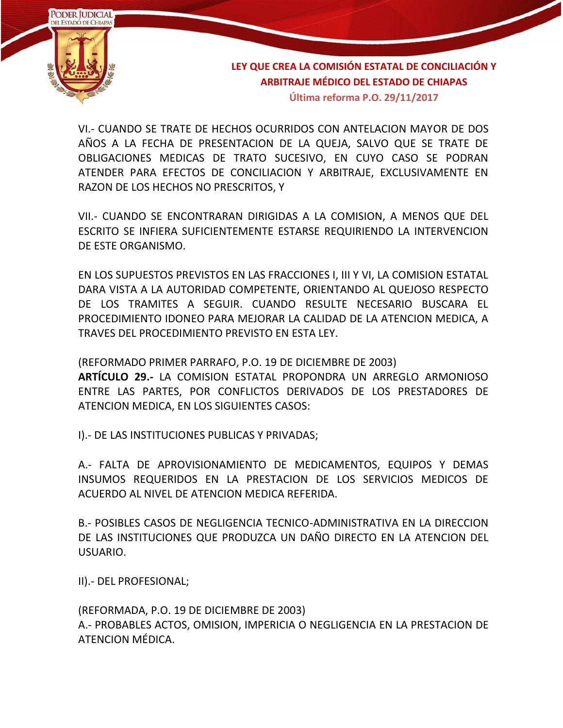VI.- CUANDO SE TRATE DE HECHOS OCURRIDOS CON ANTELACION MAYOR DE DOS AÑOS A LA FECHA DE PRESENTACION DE LA QUEJA, SALVO QUE SE TRATE DE OBLIGACIONES MEDICAS DE TRATO SUCESIVO, EN CUYO CASO SE PODRAN ATENDER PARA EFECTOS DE CONCILIACION Y ARBITRAJE, EXCLUSIVAMENTE EN RAZON DE LOS HECHOS NO PRESCRITOS, Y

VII.- CUANDO SE ENCONTRARAN DIRIGIDAS A LA COMISION, A MENOS QUE DEL ESCRITO SE INFIERA SUFICIENTEMENTE ESTARSE REQUIRIENDO LA INTERVENCION DE ESTE ORGANISMO.

EN LOS SUPUESTOS PREVISTOS EN LAS FRACCIONES I, III Y VI, LA COMISION ESTATAL DARA VISTA A LA AUTORIDAD COMPETENTE, ORIENTANDO AL QUEJOSO RESPECTO DE LOS TRAMITES A SEGUIR. CUANDO RESULTE NECESARIO BUSCARA EL PROCEDIMIENTO IDONEO PARA MEJORAR LA CALIDAD DE LA ATENCION MEDICA, A TRAVES DEL PROCEDIMIENTO PREVISTO EN ESTA LEY.

(REFORMADO PRIMER PARRAFO, P.O. 19 DE DICIEMBRE DE 2003)
**ARTÍCULO 29.-** LA COMISION ESTATAL PROPONDRA UN ARREGLO ARMONIOSO ENTRE LAS PARTES, POR CONFLICTOS DERIVADOS DE LOS PRESTADORES DE ATENCION MEDICA, EN LOS SIGUIENTES CASOS:

I).- DE LAS INSTITUCIONES PUBLICAS Y PRIVADAS;

A.- FALTA DE APROVISIONAMIENTO DE MEDICAMENTOS, EQUIPOS Y DEMAS INSUMOS REQUERIDOS EN LA PRESTACION DE LOS SERVICIOS MEDICOS DE ACUERDO AL NIVEL DE ATENCION MEDICA REFERIDA.

B.- POSIBLES CASOS DE NEGLIGENCIA TECNICO-ADMINISTRATIVA EN LA DIRECCION DE LAS INSTITUCIONES QUE PRODUZCA UN DAÑO DIRECTO EN LA ATENCION DEL USUARIO.

II).- DEL PROFESIONAL;

(REFORMADA, P.O. 19 DE DICIEMBRE DE 2003)
A.- PROBABLES ACTOS, OMISION, IMPERICIA O NEGLIGENCIA EN LA PRESTACION DE ATENCION MÉDICA.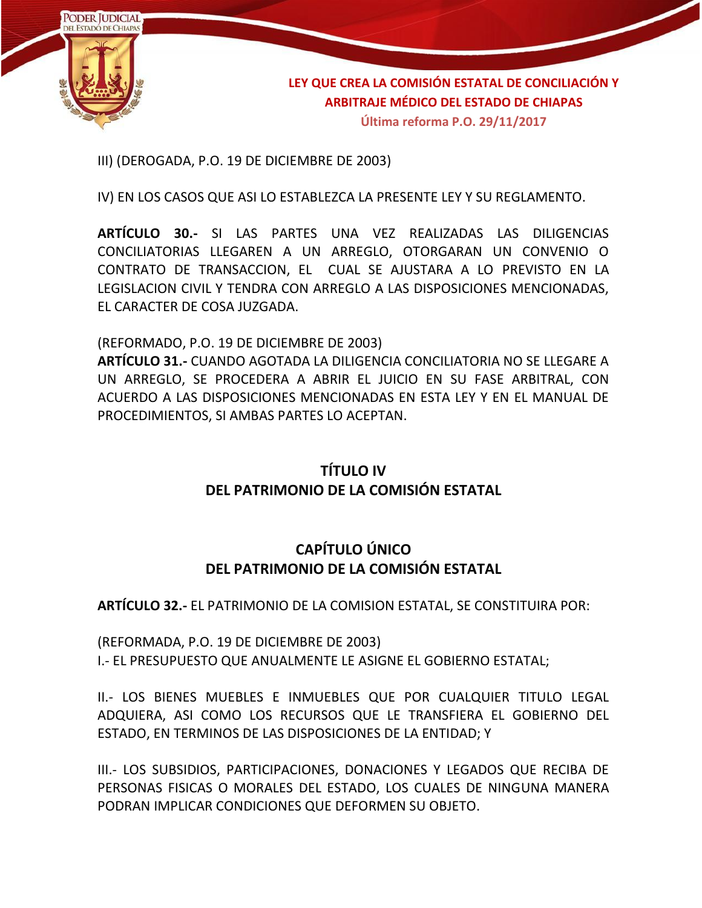III) (DEROGADA, P.O. 19 DE DICIEMBRE DE 2003)

IV) EN LOS CASOS QUE ASI LO ESTABLEZCA LA PRESENTE LEY Y SU REGLAMENTO.

**ARTÍCULO 30.-** SI LAS PARTES UNA VEZ REALIZADAS LAS DILIGENCIAS CONCILIATORIAS LLEGAREN A UN ARREGLO, OTORGARAN UN CONVENIO O CONTRATO DE TRANSACCION, EL CUAL SE AJUSTARA A LO PREVISTO EN LA LEGISLACION CIVIL Y TENDRA CON ARREGLO A LAS DISPOSICIONES MENCIONADAS, EL CARACTER DE COSA JUZGADA.

(REFORMADO, P.O. 19 DE DICIEMBRE DE 2003)
**ARTÍCULO 31.-** CUANDO AGOTADA LA DILIGENCIA CONCILIATORIA NO SE LLEGARE A UN ARREGLO, SE PROCEDERA A ABRIR EL JUICIO EN SU FASE ARBITRAL, CON ACUERDO A LAS DISPOSICIONES MENCIONADAS EN ESTA LEY Y EN EL MANUAL DE PROCEDIMIENTOS, SI AMBAS PARTES LO ACEPTAN.

## TÍTULO IV
## DEL PATRIMONIO DE LA COMISIÓN ESTATAL

### CAPÍTULO ÚNICO
### DEL PATRIMONIO DE LA COMISIÓN ESTATAL

**ARTÍCULO 32.-** EL PATRIMONIO DE LA COMISION ESTATAL, SE CONSTITUIRA POR:

(REFORMADA, P.O. 19 DE DICIEMBRE DE 2003)
I.- EL PRESUPUESTO QUE ANUALMENTE LE ASIGNE EL GOBIERNO ESTATAL;

II.- LOS BIENES MUEBLES E INMUEBLES QUE POR CUALQUIER TITULO LEGAL ADQUIERA, ASI COMO LOS RECURSOS QUE LE TRANSFIERA EL GOBIERNO DEL ESTADO, EN TERMINOS DE LAS DISPOSICIONES DE LA ENTIDAD; Y

III.- LOS SUBSIDIOS, PARTICIPACIONES, DONACIONES Y LEGADOS QUE RECIBA DE PERSONAS FISICAS O MORALES DEL ESTADO, LOS CUALES DE NINGUNA MANERA PODRAN IMPLICAR CONDICIONES QUE DEFORMEN SU OBJETO.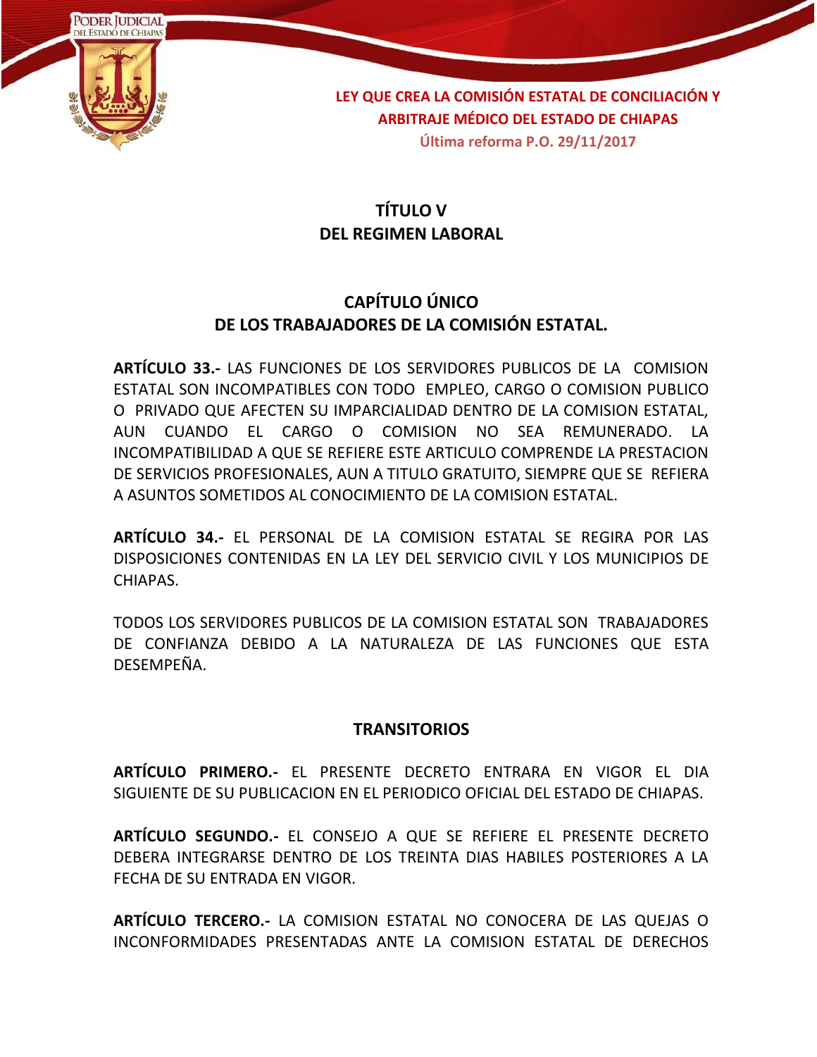## TÍTULO V
## DEL REGIMEN LABORAL

### CAPÍTULO ÚNICO
### DE LOS TRABAJADORES DE LA COMISIÓN ESTATAL.

**ARTÍCULO 33.-** LAS FUNCIONES DE LOS SERVIDORES PUBLICOS DE LA COMISION ESTATAL SON INCOMPATIBLES CON TODO EMPLEO, CARGO O COMISION PUBLICO O PRIVADO QUE AFECTEN SU IMPARCIALIDAD DENTRO DE LA COMISION ESTATAL, AUN CUANDO EL CARGO O COMISION NO SEA REMUNERADO. LA INCOMPATIBILIDAD A QUE SE REFIERE ESTE ARTICULO COMPRENDE LA PRESTACION DE SERVICIOS PROFESIONALES, AUN A TITULO GRATUITO, SIEMPRE QUE SE REFIERA A ASUNTOS SOMETIDOS AL CONOCIMIENTO DE LA COMISION ESTATAL.

**ARTÍCULO 34.-** EL PERSONAL DE LA COMISION ESTATAL SE REGIRA POR LAS DISPOSICIONES CONTENIDAS EN LA LEY DEL SERVICIO CIVIL Y LOS MUNICIPIOS DE CHIAPAS.

TODOS LOS SERVIDORES PUBLICOS DE LA COMISION ESTATAL SON TRABAJADORES DE CONFIANZA DEBIDO A LA NATURALEZA DE LAS FUNCIONES QUE ESTA DESEMPEÑA.

### TRANSITORIOS

**ARTÍCULO PRIMERO.-** EL PRESENTE DECRETO ENTRARA EN VIGOR EL DIA SIGUIENTE DE SU PUBLICACION EN EL PERIODICO OFICIAL DEL ESTADO DE CHIAPAS.

**ARTÍCULO SEGUNDO.-** EL CONSEJO A QUE SE REFIERE EL PRESENTE DECRETO DEBERA INTEGRARSE DENTRO DE LOS TREINTA DIAS HABILES POSTERIORES A LA FECHA DE SU ENTRADA EN VIGOR.

**ARTÍCULO TERCERO.-** LA COMISION ESTATAL NO CONOCERA DE LAS QUEJAS O INCONFORMIDADES PRESENTADAS ANTE LA COMISION ESTATAL DE DERECHOS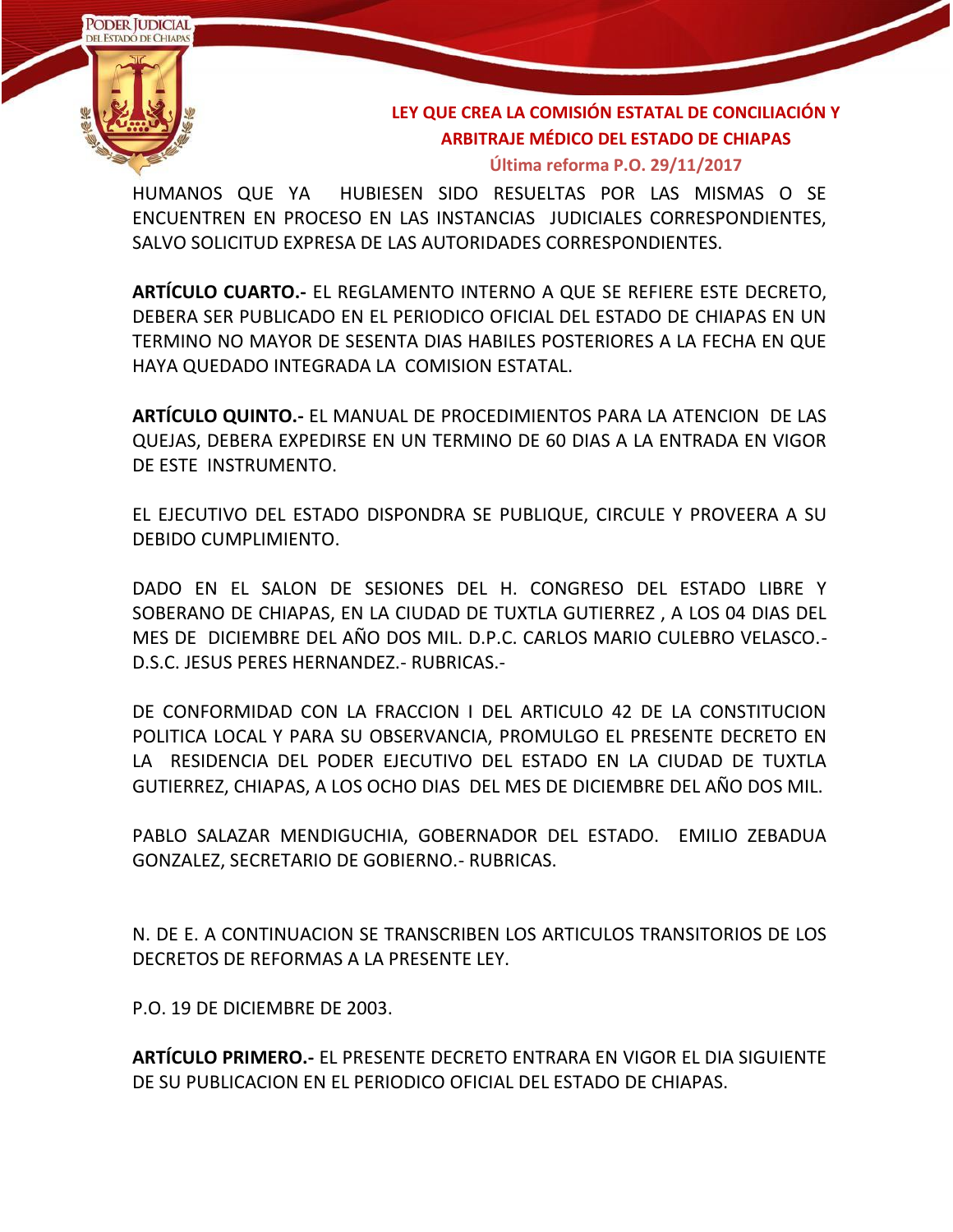HUMANOS QUE YA HUBIESEN SIDO RESUELTAS POR LAS MISMAS O SE ENCUENTREN EN PROCESO EN LAS INSTANCIAS JUDICIALES CORRESPONDIENTES, SALVO SOLICITUD EXPRESA DE LAS AUTORIDADES CORRESPONDIENTES.

**ARTÍCULO CUARTO.-** EL REGLAMENTO INTERNO A QUE SE REFIERE ESTE DECRETO, DEBERA SER PUBLICADO EN EL PERIODICO OFICIAL DEL ESTADO DE CHIAPAS EN UN TERMINO NO MAYOR DE SESENTA DIAS HABILES POSTERIORES A LA FECHA EN QUE HAYA QUEDADO INTEGRADA LA COMISION ESTATAL.

**ARTÍCULO QUINTO.-** EL MANUAL DE PROCEDIMIENTOS PARA LA ATENCION DE LAS QUEJAS, DEBERA EXPEDIRSE EN UN TERMINO DE 60 DIAS A LA ENTRADA EN VIGOR DE ESTE INSTRUMENTO.

EL EJECUTIVO DEL ESTADO DISPONDRA SE PUBLIQUE, CIRCULE Y PROVEERA A SU DEBIDO CUMPLIMIENTO.

DADO EN EL SALON DE SESIONES DEL H. CONGRESO DEL ESTADO LIBRE Y SOBERANO DE CHIAPAS, EN LA CIUDAD DE TUXTLA GUTIERREZ , A LOS 04 DIAS DEL MES DE DICIEMBRE DEL AÑO DOS MIL. D.P.C. CARLOS MARIO CULEBRO VELASCO.- D.S.C. JESUS PERES HERNANDEZ.- RUBRICAS.-

DE CONFORMIDAD CON LA FRACCION I DEL ARTICULO 42 DE LA CONSTITUCION POLITICA LOCAL Y PARA SU OBSERVANCIA, PROMULGO EL PRESENTE DECRETO EN LA RESIDENCIA DEL PODER EJECUTIVO DEL ESTADO EN LA CIUDAD DE TUXTLA GUTIERREZ, CHIAPAS, A LOS OCHO DIAS DEL MES DE DICIEMBRE DEL AÑO DOS MIL.

PABLO SALAZAR MENDIGUCHIA, GOBERNADOR DEL ESTADO. EMILIO ZEBADUA GONZALEZ, SECRETARIO DE GOBIERNO.- RUBRICAS.

N. DE E. A CONTINUACION SE TRANSCRIBEN LOS ARTICULOS TRANSITORIOS DE LOS DECRETOS DE REFORMAS A LA PRESENTE LEY.

P.O. 19 DE DICIEMBRE DE 2003.

**ARTÍCULO PRIMERO.-** EL PRESENTE DECRETO ENTRARA EN VIGOR EL DIA SIGUIENTE DE SU PUBLICACION EN EL PERIODICO OFICIAL DEL ESTADO DE CHIAPAS.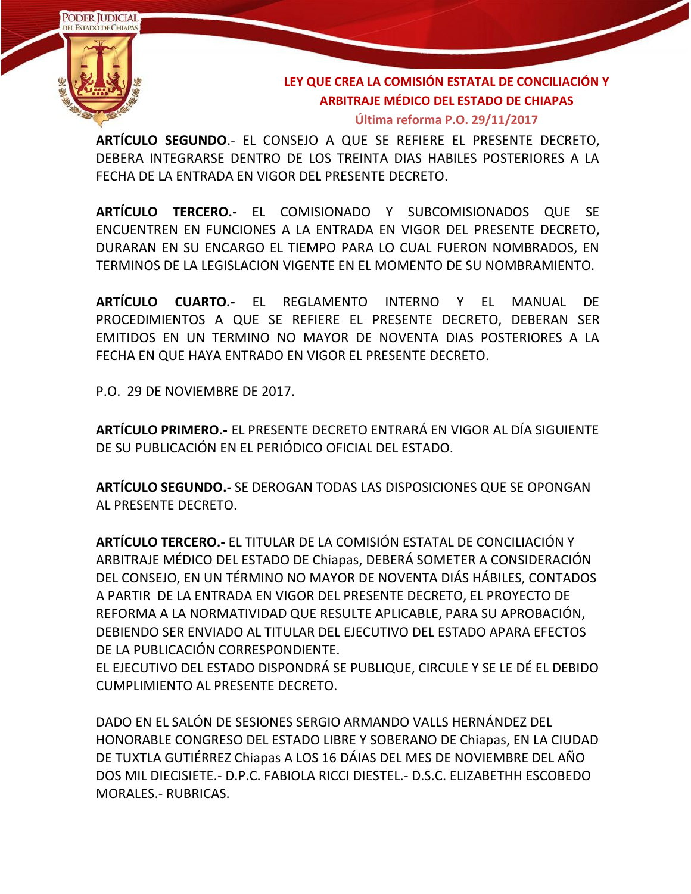**ARTÍCULO SEGUNDO**.- EL CONSEJO A QUE SE REFIERE EL PRESENTE DECRETO, DEBERA INTEGRARSE DENTRO DE LOS TREINTA DIAS HABILES POSTERIORES A LA FECHA DE LA ENTRADA EN VIGOR DEL PRESENTE DECRETO.

**ARTÍCULO TERCERO.-** EL COMISIONADO Y SUBCOMISIONADOS QUE SE ENCUENTREN EN FUNCIONES A LA ENTRADA EN VIGOR DEL PRESENTE DECRETO, DURARAN EN SU ENCARGO EL TIEMPO PARA LO CUAL FUERON NOMBRADOS, EN TERMINOS DE LA LEGISLACION VIGENTE EN EL MOMENTO DE SU NOMBRAMIENTO.

**ARTÍCULO CUARTO.-** EL REGLAMENTO INTERNO Y EL MANUAL DE PROCEDIMIENTOS A QUE SE REFIERE EL PRESENTE DECRETO, DEBERAN SER EMITIDOS EN UN TERMINO NO MAYOR DE NOVENTA DIAS POSTERIORES A LA FECHA EN QUE HAYA ENTRADO EN VIGOR EL PRESENTE DECRETO.

P.O. 29 DE NOVIEMBRE DE 2017.

**ARTÍCULO PRIMERO.-** EL PRESENTE DECRETO ENTRARÁ EN VIGOR AL DÍA SIGUIENTE DE SU PUBLICACIÓN EN EL PERIÓDICO OFICIAL DEL ESTADO.

**ARTÍCULO SEGUNDO.-** SE DEROGAN TODAS LAS DISPOSICIONES QUE SE OPONGAN AL PRESENTE DECRETO.

**ARTÍCULO TERCERO.-** EL TITULAR DE LA COMISIÓN ESTATAL DE CONCILIACIÓN Y ARBITRAJE MÉDICO DEL ESTADO DE Chiapas, DEBERÁ SOMETER A CONSIDERACIÓN DEL CONSEJO, EN UN TÉRMINO NO MAYOR DE NOVENTA DIÁS HÁBILES, CONTADOS A PARTIR DE LA ENTRADA EN VIGOR DEL PRESENTE DECRETO, EL PROYECTO DE REFORMA A LA NORMATIVIDAD QUE RESULTE APLICABLE, PARA SU APROBACIÓN, DEBIENDO SER ENVIADO AL TITULAR DEL EJECUTIVO DEL ESTADO APARA EFECTOS DE LA PUBLICACIÓN CORRESPONDIENTE.
EL EJECUTIVO DEL ESTADO DISPONDRÁ SE PUBLIQUE, CIRCULE Y SE LE DÉ EL DEBIDO CUMPLIMIENTO AL PRESENTE DECRETO.

DADO EN EL SALÓN DE SESIONES SERGIO ARMANDO VALLS HERNÁNDEZ DEL HONORABLE CONGRESO DEL ESTADO LIBRE Y SOBERANO DE Chiapas, EN LA CIUDAD DE TUXTLA GUTIÉRREZ Chiapas A LOS 16 DÁIAS DEL MES DE NOVIEMBRE DEL AÑO DOS MIL DIECISIETE.- D.P.C. FABIOLA RICCI DIESTEL.- D.S.C. ELIZABETHH ESCOBEDO MORALES.- RUBRICAS.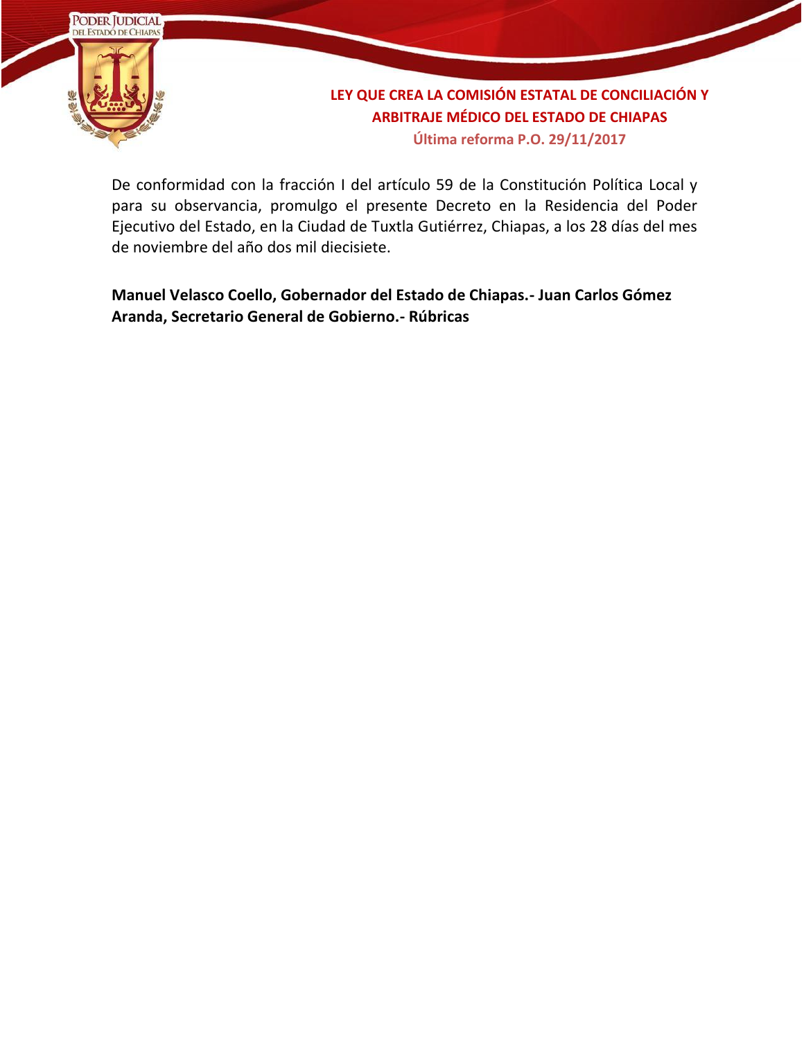De conformidad con la fracción I del artículo 59 de la Constitución Política Local y para su observancia, promulgo el presente Decreto en la Residencia del Poder Ejecutivo del Estado, en la Ciudad de Tuxtla Gutiérrez, Chiapas, a los 28 días del mes de noviembre del año dos mil diecisiete.

**Manuel Velasco Coello, Gobernador del Estado de Chiapas.- Juan Carlos Gómez Aranda, Secretario General de Gobierno.- Rúbricas**